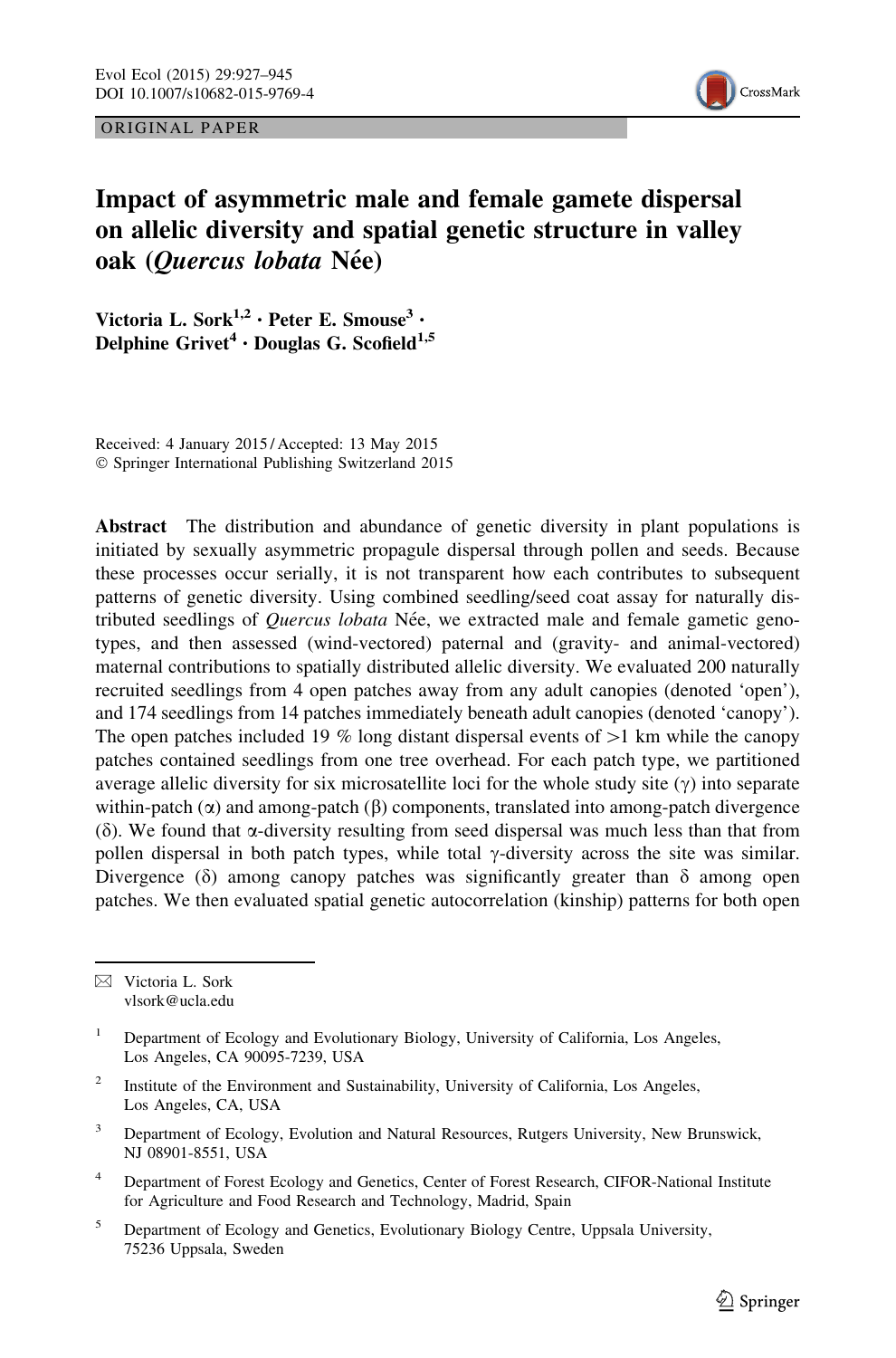ORIGINAL PAPER

# Impact of asymmetric male and female gamete dispersal on allelic diversity and spatial genetic structure in valley oak (*Quercus lobata* Née)

**Victoria L. Sork[1,2] · Peter E. Smouse[3] · Delphine Grivet[4] · Douglas G. Scofield[1,5]**

Received: 4 January 2015 / Accepted: 13 May 2015
© Springer International Publishing Switzerland 2015

**Abstract** The distribution and abundance of genetic diversity in plant populations is initiated by sexually asymmetric propagule dispersal through pollen and seeds. Because these processes occur serially, it is not transparent how each contributes to subsequent patterns of genetic diversity. Using combined seedling/seed coat assay for naturally distributed seedlings of *Quercus lobata* Née, we extracted male and female gametic genotypes, and then assessed (wind-vectored) paternal and (gravity- and animal-vectored) maternal contributions to spatially distributed allelic diversity. We evaluated 200 naturally recruited seedlings from 4 open patches away from any adult canopies (denoted 'open'), and 174 seedlings from 14 patches immediately beneath adult canopies (denoted 'canopy'). The open patches included 19 % long distant dispersal events of >1 km while the canopy patches contained seedlings from one tree overhead. For each patch type, we partitioned average allelic diversity for six microsatellite loci for the whole study site ($\gamma$) into separate within-patch ($\alpha$) and among-patch ($\beta$) components, translated into among-patch divergence ($\delta$). We found that $\alpha$-diversity resulting from seed dispersal was much less than that from pollen dispersal in both patch types, while total $\gamma$-diversity across the site was similar. Divergence ($\delta$) among canopy patches was significantly greater than $\delta$ among open patches. We then evaluated spatial genetic autocorrelation (kinship) patterns for both open

---

✉ Victoria L. Sork
vlsork@ucla.edu

[1] Department of Ecology and Evolutionary Biology, University of California, Los Angeles, Los Angeles, CA 90095-7239, USA

[2] Institute of the Environment and Sustainability, University of California, Los Angeles, Los Angeles, CA, USA

[3] Department of Ecology, Evolution and Natural Resources, Rutgers University, New Brunswick, NJ 08901-8551, USA

[4] Department of Forest Ecology and Genetics, Center of Forest Research, CIFOR-National Institute for Agriculture and Food Research and Technology, Madrid, Spain

[5] Department of Ecology and Genetics, Evolutionary Biology Centre, Uppsala University, 75236 Uppsala, Sweden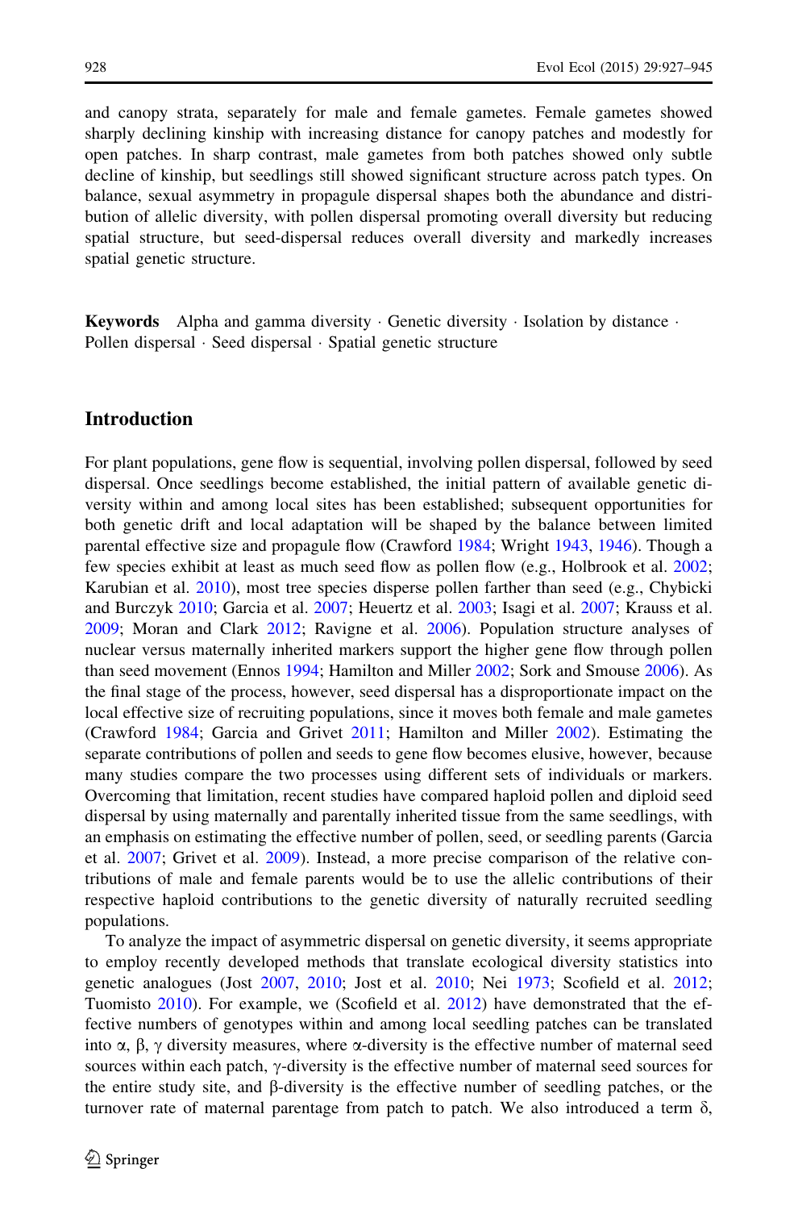and canopy strata, separately for male and female gametes. Female gametes showed sharply declining kinship with increasing distance for canopy patches and modestly for open patches. In sharp contrast, male gametes from both patches showed only subtle decline of kinship, but seedlings still showed significant structure across patch types. On balance, sexual asymmetry in propagule dispersal shapes both the abundance and distribution of allelic diversity, with pollen dispersal promoting overall diversity but reducing spatial structure, but seed-dispersal reduces overall diversity and markedly increases spatial genetic structure.

**Keywords** Alpha and gamma diversity · Genetic diversity · Isolation by distance · Pollen dispersal · Seed dispersal · Spatial genetic structure

## Introduction

For plant populations, gene flow is sequential, involving pollen dispersal, followed by seed dispersal. Once seedlings become established, the initial pattern of available genetic diversity within and among local sites has been established; subsequent opportunities for both genetic drift and local adaptation will be shaped by the balance between limited parental effective size and propagule flow (Crawford 1984; Wright 1943, 1946). Though a few species exhibit at least as much seed flow as pollen flow (e.g., Holbrook et al. 2002; Karubian et al. 2010), most tree species disperse pollen farther than seed (e.g., Chybicki and Burczyk 2010; Garcia et al. 2007; Heuertz et al. 2003; Isagi et al. 2007; Krauss et al. 2009; Moran and Clark 2012; Ravigne et al. 2006). Population structure analyses of nuclear versus maternally inherited markers support the higher gene flow through pollen than seed movement (Ennos 1994; Hamilton and Miller 2002; Sork and Smouse 2006). As the final stage of the process, however, seed dispersal has a disproportionate impact on the local effective size of recruiting populations, since it moves both female and male gametes (Crawford 1984; Garcia and Grivet 2011; Hamilton and Miller 2002). Estimating the separate contributions of pollen and seeds to gene flow becomes elusive, however, because many studies compare the two processes using different sets of individuals or markers. Overcoming that limitation, recent studies have compared haploid pollen and diploid seed dispersal by using maternally and parentally inherited tissue from the same seedlings, with an emphasis on estimating the effective number of pollen, seed, or seedling parents (Garcia et al. 2007; Grivet et al. 2009). Instead, a more precise comparison of the relative contributions of male and female parents would be to use the allelic contributions of their respective haploid contributions to the genetic diversity of naturally recruited seedling populations.

To analyze the impact of asymmetric dispersal on genetic diversity, it seems appropriate to employ recently developed methods that translate ecological diversity statistics into genetic analogues (Jost 2007, 2010; Jost et al. 2010; Nei 1973; Scofield et al. 2012; Tuomisto 2010). For example, we (Scofield et al. 2012) have demonstrated that the effective numbers of genotypes within and among local seedling patches can be translated into α, β, γ diversity measures, where α-diversity is the effective number of maternal seed sources within each patch, γ-diversity is the effective number of maternal seed sources for the entire study site, and β-diversity is the effective number of seedling patches, or the turnover rate of maternal parentage from patch to patch. We also introduced a term δ,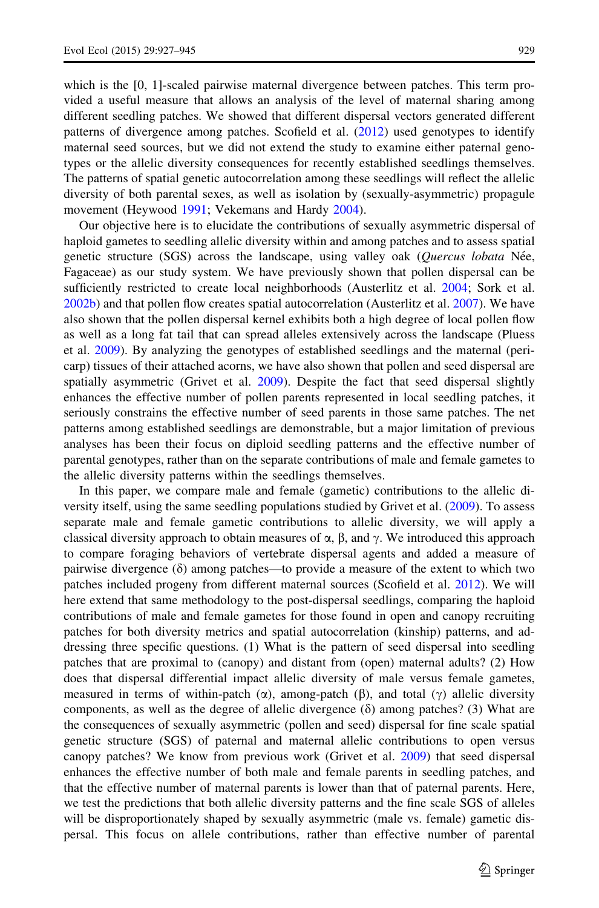which is the [0, 1]-scaled pairwise maternal divergence between patches. This term provided a useful measure that allows an analysis of the level of maternal sharing among different seedling patches. We showed that different dispersal vectors generated different patterns of divergence among patches. Scofield et al. (2012) used genotypes to identify maternal seed sources, but we did not extend the study to examine either paternal genotypes or the allelic diversity consequences for recently established seedlings themselves. The patterns of spatial genetic autocorrelation among these seedlings will reflect the allelic diversity of both parental sexes, as well as isolation by (sexually-asymmetric) propagule movement (Heywood 1991; Vekemans and Hardy 2004).

Our objective here is to elucidate the contributions of sexually asymmetric dispersal of haploid gametes to seedling allelic diversity within and among patches and to assess spatial genetic structure (SGS) across the landscape, using valley oak (*Quercus lobata* Née, Fagaceae) as our study system. We have previously shown that pollen dispersal can be sufficiently restricted to create local neighborhoods (Austerlitz et al. 2004; Sork et al. 2002b) and that pollen flow creates spatial autocorrelation (Austerlitz et al. 2007). We have also shown that the pollen dispersal kernel exhibits both a high degree of local pollen flow as well as a long fat tail that can spread alleles extensively across the landscape (Pluess et al. 2009). By analyzing the genotypes of established seedlings and the maternal (pericarp) tissues of their attached acorns, we have also shown that pollen and seed dispersal are spatially asymmetric (Grivet et al. 2009). Despite the fact that seed dispersal slightly enhances the effective number of pollen parents represented in local seedling patches, it seriously constrains the effective number of seed parents in those same patches. The net patterns among established seedlings are demonstrable, but a major limitation of previous analyses has been their focus on diploid seedling patterns and the effective number of parental genotypes, rather than on the separate contributions of male and female gametes to the allelic diversity patterns within the seedlings themselves.

In this paper, we compare male and female (gametic) contributions to the allelic diversity itself, using the same seedling populations studied by Grivet et al. (2009). To assess separate male and female gametic contributions to allelic diversity, we will apply a classical diversity approach to obtain measures of α, β, and γ. We introduced this approach to compare foraging behaviors of vertebrate dispersal agents and added a measure of pairwise divergence (δ) among patches—to provide a measure of the extent to which two patches included progeny from different maternal sources (Scofield et al. 2012). We will here extend that same methodology to the post-dispersal seedlings, comparing the haploid contributions of male and female gametes for those found in open and canopy recruiting patches for both diversity metrics and spatial autocorrelation (kinship) patterns, and addressing three specific questions. (1) What is the pattern of seed dispersal into seedling patches that are proximal to (canopy) and distant from (open) maternal adults? (2) How does that dispersal differential impact allelic diversity of male versus female gametes, measured in terms of within-patch (α), among-patch (β), and total (γ) allelic diversity components, as well as the degree of allelic divergence (δ) among patches? (3) What are the consequences of sexually asymmetric (pollen and seed) dispersal for fine scale spatial genetic structure (SGS) of paternal and maternal allelic contributions to open versus canopy patches? We know from previous work (Grivet et al. 2009) that seed dispersal enhances the effective number of both male and female parents in seedling patches, and that the effective number of maternal parents is lower than that of paternal parents. Here, we test the predictions that both allelic diversity patterns and the fine scale SGS of alleles will be disproportionately shaped by sexually asymmetric (male vs. female) gametic dispersal. This focus on allele contributions, rather than effective number of parental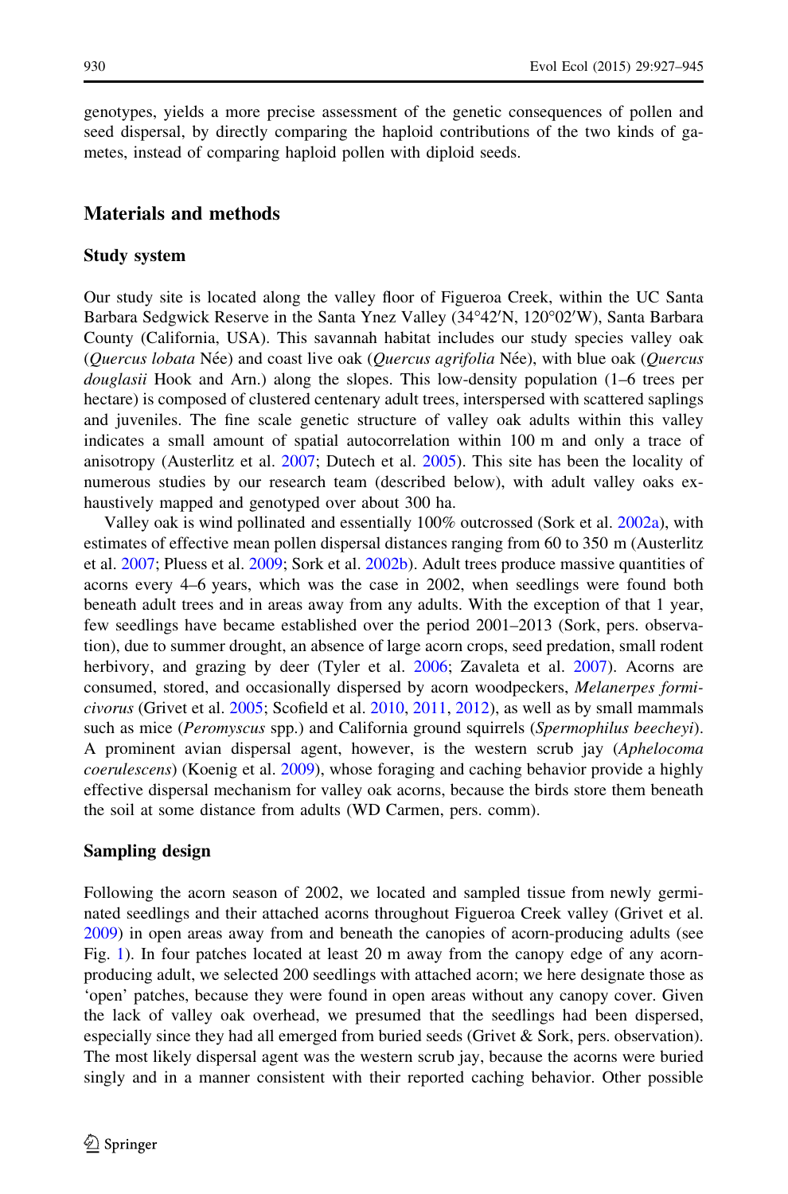genotypes, yields a more precise assessment of the genetic consequences of pollen and seed dispersal, by directly comparing the haploid contributions of the two kinds of gametes, instead of comparing haploid pollen with diploid seeds.

## Materials and methods

### Study system

Our study site is located along the valley floor of Figueroa Creek, within the UC Santa Barbara Sedgwick Reserve in the Santa Ynez Valley (34°42′N, 120°02′W), Santa Barbara County (California, USA). This savannah habitat includes our study species valley oak (*Quercus lobata* Née) and coast live oak (*Quercus agrifolia* Née), with blue oak (*Quercus douglasii* Hook and Arn.) along the slopes. This low-density population (1–6 trees per hectare) is composed of clustered centenary adult trees, interspersed with scattered saplings and juveniles. The fine scale genetic structure of valley oak adults within this valley indicates a small amount of spatial autocorrelation within 100 m and only a trace of anisotropy (Austerlitz et al. 2007; Dutech et al. 2005). This site has been the locality of numerous studies by our research team (described below), with adult valley oaks exhaustively mapped and genotyped over about 300 ha.

Valley oak is wind pollinated and essentially 100% outcrossed (Sork et al. 2002a), with estimates of effective mean pollen dispersal distances ranging from 60 to 350 m (Austerlitz et al. 2007; Pluess et al. 2009; Sork et al. 2002b). Adult trees produce massive quantities of acorns every 4–6 years, which was the case in 2002, when seedlings were found both beneath adult trees and in areas away from any adults. With the exception of that 1 year, few seedlings have became established over the period 2001–2013 (Sork, pers. observation), due to summer drought, an absence of large acorn crops, seed predation, small rodent herbivory, and grazing by deer (Tyler et al. 2006; Zavaleta et al. 2007). Acorns are consumed, stored, and occasionally dispersed by acorn woodpeckers, *Melanerpes formicivorus* (Grivet et al. 2005; Scofield et al. 2010, 2011, 2012), as well as by small mammals such as mice (*Peromyscus* spp.) and California ground squirrels (*Spermophilus beecheyi*). A prominent avian dispersal agent, however, is the western scrub jay (*Aphelocoma coerulescens*) (Koenig et al. 2009), whose foraging and caching behavior provide a highly effective dispersal mechanism for valley oak acorns, because the birds store them beneath the soil at some distance from adults (WD Carmen, pers. comm).

### Sampling design

Following the acorn season of 2002, we located and sampled tissue from newly germinated seedlings and their attached acorns throughout Figueroa Creek valley (Grivet et al. 2009) in open areas away from and beneath the canopies of acorn-producing adults (see Fig. 1). In four patches located at least 20 m away from the canopy edge of any acorn-producing adult, we selected 200 seedlings with attached acorn; we here designate those as 'open' patches, because they were found in open areas without any canopy cover. Given the lack of valley oak overhead, we presumed that the seedlings had been dispersed, especially since they had all emerged from buried seeds (Grivet & Sork, pers. observation). The most likely dispersal agent was the western scrub jay, because the acorns were buried singly and in a manner consistent with their reported caching behavior. Other possible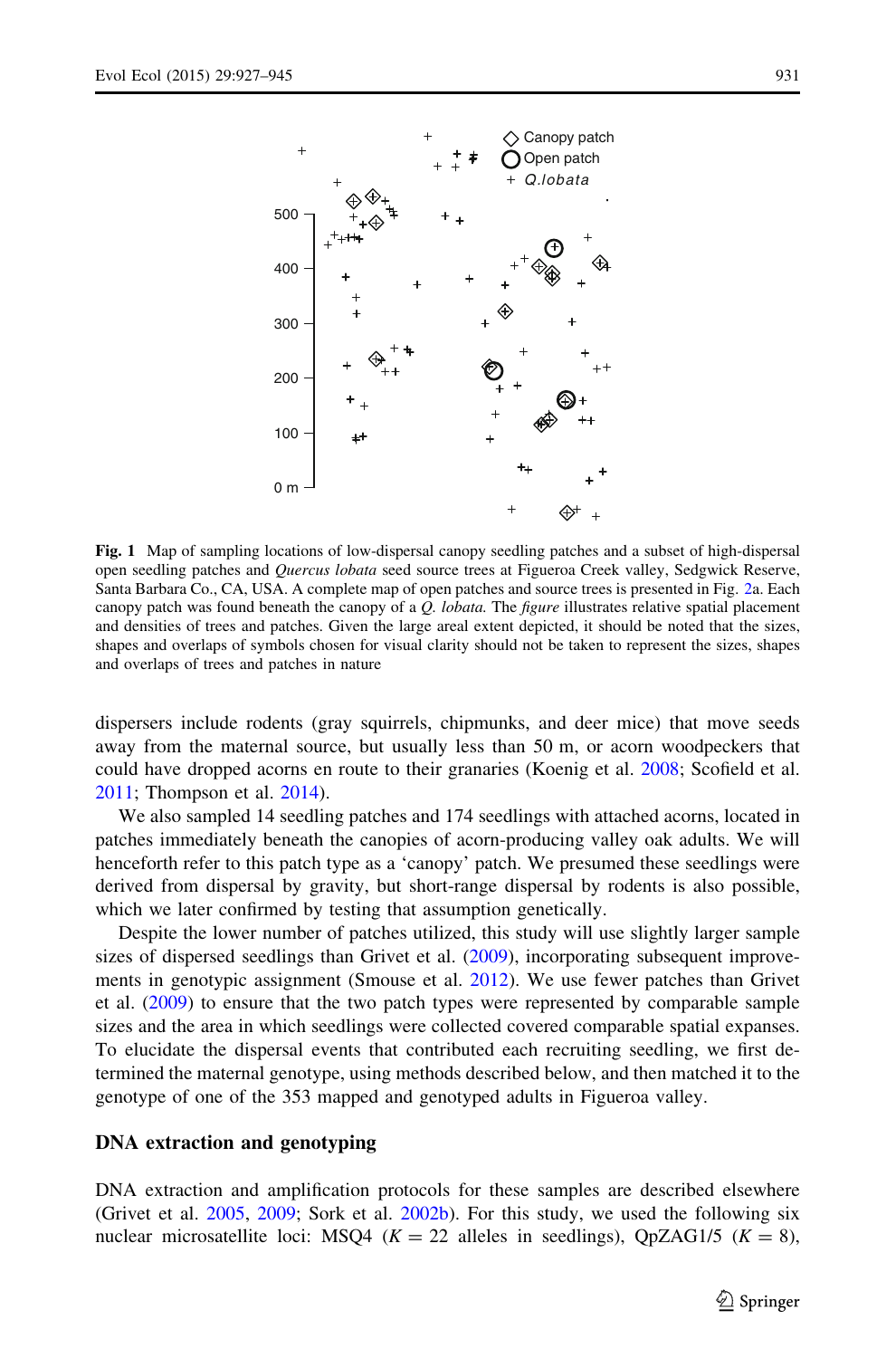◇ Canopy patch
○ Open patch
+ Q.lobata

500
400
300
200
100
0 m

**Fig. 1** Map of sampling locations of low-dispersal canopy seedling patches and a subset of high-dispersal open seedling patches and *Quercus lobata* seed source trees at Figueroa Creek valley, Sedgwick Reserve, Santa Barbara Co., CA, USA. A complete map of open patches and source trees is presented in Fig. 2a. Each canopy patch was found beneath the canopy of a *Q. lobata*. The *figure* illustrates relative spatial placement and densities of trees and patches. Given the large areal extent depicted, it should be noted that the sizes, shapes and overlaps of symbols chosen for visual clarity should not be taken to represent the sizes, shapes and overlaps of trees and patches in nature

dispersers include rodents (gray squirrels, chipmunks, and deer mice) that move seeds away from the maternal source, but usually less than 50 m, or acorn woodpeckers that could have dropped acorns en route to their granaries (Koenig et al. 2008; Scofield et al. 2011; Thompson et al. 2014).

We also sampled 14 seedling patches and 174 seedlings with attached acorns, located in patches immediately beneath the canopies of acorn-producing valley oak adults. We will henceforth refer to this patch type as a 'canopy' patch. We presumed these seedlings were derived from dispersal by gravity, but short-range dispersal by rodents is also possible, which we later confirmed by testing that assumption genetically.

Despite the lower number of patches utilized, this study will use slightly larger sample sizes of dispersed seedlings than Grivet et al. (2009), incorporating subsequent improvements in genotypic assignment (Smouse et al. 2012). We use fewer patches than Grivet et al. (2009) to ensure that the two patch types were represented by comparable sample sizes and the area in which seedlings were collected covered comparable spatial expanses. To elucidate the dispersal events that contributed each recruiting seedling, we first determined the maternal genotype, using methods described below, and then matched it to the genotype of one of the 353 mapped and genotyped adults in Figueroa valley.

## DNA extraction and genotyping

DNA extraction and amplification protocols for these samples are described elsewhere (Grivet et al. 2005, 2009; Sork et al. 2002b). For this study, we used the following six nuclear microsatellite loci: MSQ4 ($K = 22$ alleles in seedlings), QpZAG1/5 ($K = 8$),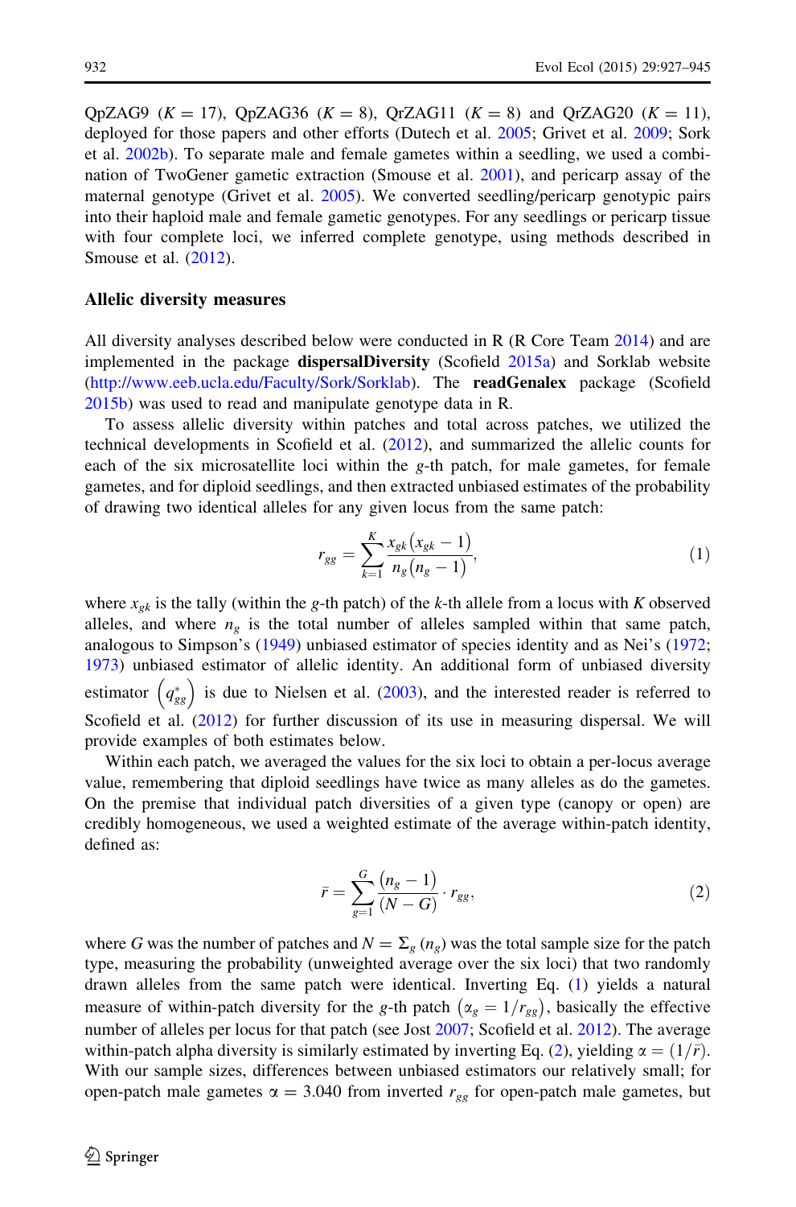QpZAG9 ($K = 17$), QpZAG36 ($K = 8$), QrZAG11 ($K = 8$) and QrZAG20 ($K = 11$), deployed for those papers and other efforts (Dutech et al. 2005; Grivet et al. 2009; Sork et al. 2002b). To separate male and female gametes within a seedling, we used a combination of TwoGener gametic extraction (Smouse et al. 2001), and pericarp assay of the maternal genotype (Grivet et al. 2005). We converted seedling/pericarp genotypic pairs into their haploid male and female gametic genotypes. For any seedlings or pericarp tissue with four complete loci, we inferred complete genotype, using methods described in Smouse et al. (2012).

### Allelic diversity measures

All diversity analyses described below were conducted in R (R Core Team 2014) and are implemented in the package **dispersalDiversity** (Scofield 2015a) and Sorklab website (http://www.eeb.ucla.edu/Faculty/Sork/Sorklab). The **readGenalex** package (Scofield 2015b) was used to read and manipulate genotype data in R.

To assess allelic diversity within patches and total across patches, we utilized the technical developments in Scofield et al. (2012), and summarized the allelic counts for each of the six microsatellite loci within the $g$-th patch, for male gametes, for female gametes, and for diploid seedlings, and then extracted unbiased estimates of the probability of drawing two identical alleles for any given locus from the same patch:

$$r_{gg} = \sum_{k=1}^{K} \frac{x_{gk}\left(x_{gk} - 1\right)}{n_g\left(n_g - 1\right)}, \tag{1}$$

where $x_{gk}$ is the tally (within the $g$-th patch) of the $k$-th allele from a locus with $K$ observed alleles, and where $n_g$ is the total number of alleles sampled within that same patch, analogous to Simpson's (1949) unbiased estimator of species identity and as Nei's (1972; 1973) unbiased estimator of allelic identity. An additional form of unbiased diversity estimator $\left(q^*_{gg}\right)$ is due to Nielsen et al. (2003), and the interested reader is referred to Scofield et al. (2012) for further discussion of its use in measuring dispersal. We will provide examples of both estimates below.

Within each patch, we averaged the values for the six loci to obtain a per-locus average value, remembering that diploid seedlings have twice as many alleles as do the gametes. On the premise that individual patch diversities of a given type (canopy or open) are credibly homogeneous, we used a weighted estimate of the average within-patch identity, defined as:

$$\bar{r} = \sum_{g=1}^{G} \frac{\left(n_g - 1\right)}{(N - G)} \cdot r_{gg}, \tag{2}$$

where $G$ was the number of patches and $N = \Sigma_g\left(n_g\right)$ was the total sample size for the patch type, measuring the probability (unweighted average over the six loci) that two randomly drawn alleles from the same patch were identical. Inverting Eq. (1) yields a natural measure of within-patch diversity for the $g$-th patch $\left(\alpha_g = 1/r_{gg}\right)$, basically the effective number of alleles per locus for that patch (see Jost 2007; Scofield et al. 2012). The average within-patch alpha diversity is similarly estimated by inverting Eq. (2), yielding $\alpha = (1/\bar{r})$. With our sample sizes, differences between unbiased estimators our relatively small; for open-patch male gametes $\alpha = 3.040$ from inverted $r_{gg}$ for open-patch male gametes, but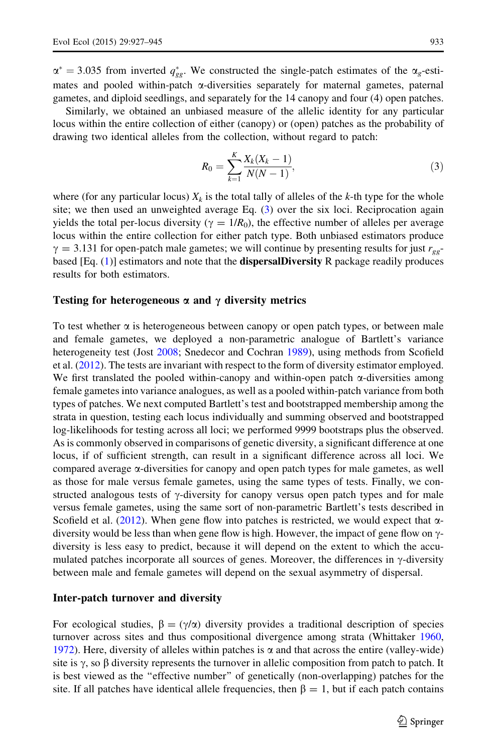$\alpha^* = 3.035$ from inverted $q^*_{gg}$. We constructed the single-patch estimates of the $\alpha_g$-estimates and pooled within-patch $\alpha$-diversities separately for maternal gametes, paternal gametes, and diploid seedlings, and separately for the 14 canopy and four (4) open patches.

Similarly, we obtained an unbiased measure of the allelic identity for any particular locus within the entire collection of either (canopy) or (open) patches as the probability of drawing two identical alleles from the collection, without regard to patch:

$$R_0 = \sum_{k=1}^{K} \frac{X_k(X_k - 1)}{N(N-1)}, \tag{3}$$

where (for any particular locus) $X_k$ is the total tally of alleles of the $k$-th type for the whole site; we then used an unweighted average Eq. (3) over the six loci. Reciprocation again yields the total per-locus diversity ($\gamma = 1/R_0$), the effective number of alleles per average locus within the entire collection for either patch type. Both unbiased estimators produce $\gamma = 3.131$ for open-patch male gametes; we will continue by presenting results for just $r_{gg}$-based [Eq. (1)] estimators and note that the **dispersalDiversity** R package readily produces results for both estimators.

### Testing for heterogeneous α and γ diversity metrics

To test whether $\alpha$ is heterogeneous between canopy or open patch types, or between male and female gametes, we deployed a non-parametric analogue of Bartlett's variance heterogeneity test (Jost 2008; Snedecor and Cochran 1989), using methods from Scofield et al. (2012). The tests are invariant with respect to the form of diversity estimator employed. We first translated the pooled within-canopy and within-open patch $\alpha$-diversities among female gametes into variance analogues, as well as a pooled within-patch variance from both types of patches. We next computed Bartlett's test and bootstrapped membership among the strata in question, testing each locus individually and summing observed and bootstrapped log-likelihoods for testing across all loci; we performed 9999 bootstraps plus the observed. As is commonly observed in comparisons of genetic diversity, a significant difference at one locus, if of sufficient strength, can result in a significant difference across all loci. We compared average $\alpha$-diversities for canopy and open patch types for male gametes, as well as those for male versus female gametes, using the same types of tests. Finally, we constructed analogous tests of $\gamma$-diversity for canopy versus open patch types and for male versus female gametes, using the same sort of non-parametric Bartlett's tests described in Scofield et al. (2012). When gene flow into patches is restricted, we would expect that $\alpha$-diversity would be less than when gene flow is high. However, the impact of gene flow on $\gamma$-diversity is less easy to predict, because it will depend on the extent to which the accumulated patches incorporate all sources of genes. Moreover, the differences in $\gamma$-diversity between male and female gametes will depend on the sexual asymmetry of dispersal.

### Inter-patch turnover and diversity

For ecological studies, $\beta = (\gamma/\alpha)$ diversity provides a traditional description of species turnover across sites and thus compositional divergence among strata (Whittaker 1960, 1972). Here, diversity of alleles within patches is $\alpha$ and that across the entire (valley-wide) site is $\gamma$, so $\beta$ diversity represents the turnover in allelic composition from patch to patch. It is best viewed as the "effective number" of genetically (non-overlapping) patches for the site. If all patches have identical allele frequencies, then $\beta = 1$, but if each patch contains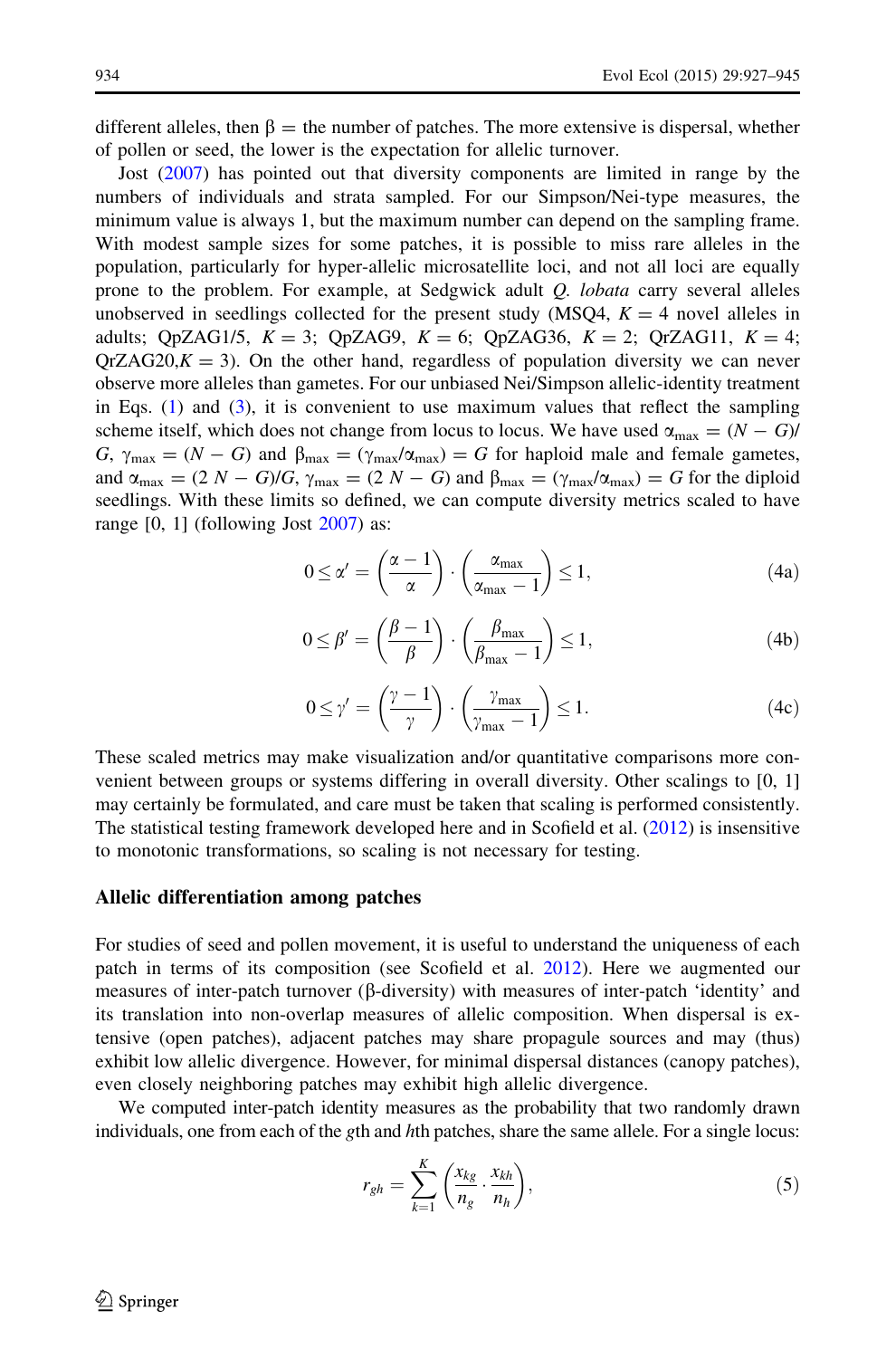different alleles, then β = the number of patches. The more extensive is dispersal, whether of pollen or seed, the lower is the expectation for allelic turnover.

Jost (2007) has pointed out that diversity components are limited in range by the numbers of individuals and strata sampled. For our Simpson/Nei-type measures, the minimum value is always 1, but the maximum number can depend on the sampling frame. With modest sample sizes for some patches, it is possible to miss rare alleles in the population, particularly for hyper-allelic microsatellite loci, and not all loci are equally prone to the problem. For example, at Sedgwick adult *Q. lobata* carry several alleles unobserved in seedlings collected for the present study (MSQ4, $K = 4$ novel alleles in adults; QpZAG1/5, $K = 3$; QpZAG9, $K = 6$; QpZAG36, $K = 2$; QrZAG11, $K = 4$; QrZAG20, $K = 3$). On the other hand, regardless of population diversity we can never observe more alleles than gametes. For our unbiased Nei/Simpson allelic-identity treatment in Eqs. (1) and (3), it is convenient to use maximum values that reflect the sampling scheme itself, which does not change from locus to locus. We have used $\alpha_{max} = (N - G)/G$, $\gamma_{max} = (N - G)$ and $\beta_{max} = (\gamma_{max}/\alpha_{max}) = G$ for haploid male and female gametes, and $\alpha_{max} = (2N - G)/G$, $\gamma_{max} = (2N - G)$ and $\beta_{max} = (\gamma_{max}/\alpha_{max}) = G$ for the diploid seedlings. With these limits so defined, we can compute diversity metrics scaled to have range [0, 1] (following Jost 2007) as:

$$0 \le \alpha' = \left(\frac{\alpha - 1}{\alpha}\right) \cdot \left(\frac{\alpha_{max}}{\alpha_{max} - 1}\right) \le 1, \tag{4a}$$

$$0 \le \beta' = \left(\frac{\beta - 1}{\beta}\right) \cdot \left(\frac{\beta_{max}}{\beta_{max} - 1}\right) \le 1, \tag{4b}$$

$$0 \le \gamma' = \left(\frac{\gamma - 1}{\gamma}\right) \cdot \left(\frac{\gamma_{max}}{\gamma_{max} - 1}\right) \le 1. \tag{4c}$$

These scaled metrics may make visualization and/or quantitative comparisons more convenient between groups or systems differing in overall diversity. Other scalings to [0, 1] may certainly be formulated, and care must be taken that scaling is performed consistently. The statistical testing framework developed here and in Scofield et al. (2012) is insensitive to monotonic transformations, so scaling is not necessary for testing.

### Allelic differentiation among patches

For studies of seed and pollen movement, it is useful to understand the uniqueness of each patch in terms of its composition (see Scofield et al. 2012). Here we augmented our measures of inter-patch turnover (β-diversity) with measures of inter-patch 'identity' and its translation into non-overlap measures of allelic composition. When dispersal is extensive (open patches), adjacent patches may share propagule sources and may (thus) exhibit low allelic divergence. However, for minimal dispersal distances (canopy patches), even closely neighboring patches may exhibit high allelic divergence.

We computed inter-patch identity measures as the probability that two randomly drawn individuals, one from each of the $g$th and $h$th patches, share the same allele. For a single locus:

$$r_{gh} = \sum_{k=1}^{K} \left(\frac{x_{kg}}{n_g} \cdot \frac{x_{kh}}{n_h}\right), \tag{5}$$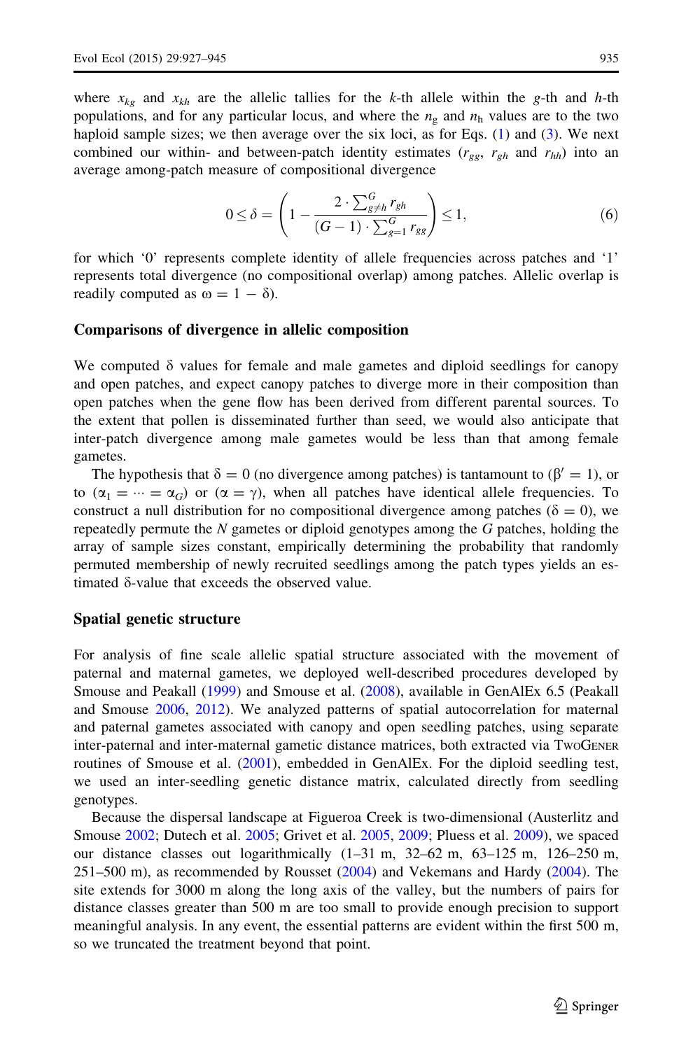where $x_{kg}$ and $x_{kh}$ are the allelic tallies for the $k$-th allele within the $g$-th and $h$-th populations, and for any particular locus, and where the $n_g$ and $n_h$ values are to the two haploid sample sizes; we then average over the six loci, as for Eqs. (1) and (3). We next combined our within- and between-patch identity estimates ($r_{gg}$, $r_{gh}$ and $r_{hh}$) into an average among-patch measure of compositional divergence

$$0 \leq \delta = \left(1 - \frac{2 \cdot \sum_{g \neq h}^{G} r_{gh}}{(G-1) \cdot \sum_{g=1}^{G} r_{gg}}\right) \leq 1, \tag{6}$$

for which '0' represents complete identity of allele frequencies across patches and '1' represents total divergence (no compositional overlap) among patches. Allelic overlap is readily computed as $\omega = 1 - \delta$).

## Comparisons of divergence in allelic composition

We computed $\delta$ values for female and male gametes and diploid seedlings for canopy and open patches, and expect canopy patches to diverge more in their composition than open patches when the gene flow has been derived from different parental sources. To the extent that pollen is disseminated further than seed, we would also anticipate that inter-patch divergence among male gametes would be less than that among female gametes.

The hypothesis that $\delta = 0$ (no divergence among patches) is tantamount to ($\beta' = 1$), or to ($\alpha_1 = \cdots = \alpha_G$) or ($\alpha = \gamma$), when all patches have identical allele frequencies. To construct a null distribution for no compositional divergence among patches ($\delta = 0$), we repeatedly permute the $N$ gametes or diploid genotypes among the $G$ patches, holding the array of sample sizes constant, empirically determining the probability that randomly permuted membership of newly recruited seedlings among the patch types yields an estimated $\delta$-value that exceeds the observed value.

## Spatial genetic structure

For analysis of fine scale allelic spatial structure associated with the movement of paternal and maternal gametes, we deployed well-described procedures developed by Smouse and Peakall (1999) and Smouse et al. (2008), available in GenAlEx 6.5 (Peakall and Smouse 2006, 2012). We analyzed patterns of spatial autocorrelation for maternal and paternal gametes associated with canopy and open seedling patches, using separate inter-paternal and inter-maternal gametic distance matrices, both extracted via TwoGener routines of Smouse et al. (2001), embedded in GenAlEx. For the diploid seedling test, we used an inter-seedling genetic distance matrix, calculated directly from seedling genotypes.

Because the dispersal landscape at Figueroa Creek is two-dimensional (Austerlitz and Smouse 2002; Dutech et al. 2005; Grivet et al. 2005, 2009; Pluess et al. 2009), we spaced our distance classes out logarithmically (1–31 m, 32–62 m, 63–125 m, 126–250 m, 251–500 m), as recommended by Rousset (2004) and Vekemans and Hardy (2004). The site extends for 3000 m along the long axis of the valley, but the numbers of pairs for distance classes greater than 500 m are too small to provide enough precision to support meaningful analysis. In any event, the essential patterns are evident within the first 500 m, so we truncated the treatment beyond that point.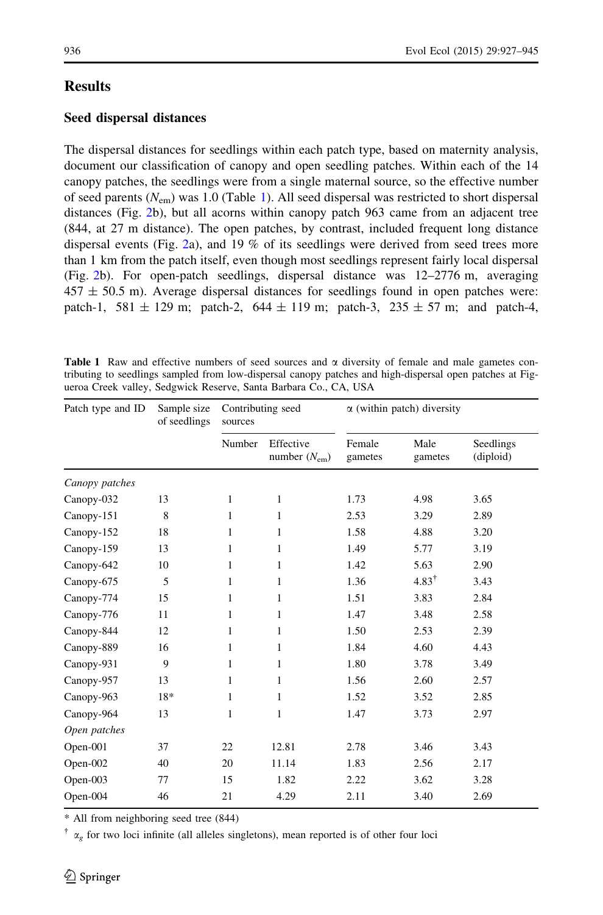## Results

### Seed dispersal distances

The dispersal distances for seedlings within each patch type, based on maternity analysis, document our classification of canopy and open seedling patches. Within each of the 14 canopy patches, the seedlings were from a single maternal source, so the effective number of seed parents ($N_{em}$) was 1.0 (Table 1). All seed dispersal was restricted to short dispersal distances (Fig. 2b), but all acorns within canopy patch 963 came from an adjacent tree (844, at 27 m distance). The open patches, by contrast, included frequent long distance dispersal events (Fig. 2a), and 19 % of its seedlings were derived from seed trees more than 1 km from the patch itself, even though most seedlings represent fairly local dispersal (Fig. 2b). For open-patch seedlings, dispersal distance was 12–2776 m, averaging $457 \pm 50.5$ m). Average dispersal distances for seedlings found in open patches were: patch-1, $581 \pm 129$ m; patch-2, $644 \pm 119$ m; patch-3, $235 \pm 57$ m; and patch-4,

**Table 1** Raw and effective numbers of seed sources and α diversity of female and male gametes contributing to seedlings sampled from low-dispersal canopy patches and high-dispersal open patches at Figueroa Creek valley, Sedgwick Reserve, Santa Barbara Co., CA, USA

| Patch type and ID | Sample size of seedlings | Contributing seed sources | | α (within patch) diversity | | |
|---|---|---|---|---|---|---|
| | | Number | Effective number ($N_{em}$) | Female gametes | Male gametes | Seedlings (diploid) |
| *Canopy patches* | | | | | | |
| Canopy-032 | 13 | 1 | 1 | 1.73 | 4.98 | 3.65 |
| Canopy-151 | 8 | 1 | 1 | 2.53 | 3.29 | 2.89 |
| Canopy-152 | 18 | 1 | 1 | 1.58 | 4.88 | 3.20 |
| Canopy-159 | 13 | 1 | 1 | 1.49 | 5.77 | 3.19 |
| Canopy-642 | 10 | 1 | 1 | 1.42 | 5.63 | 2.90 |
| Canopy-675 | 5 | 1 | 1 | 1.36 | 4.83[†] | 3.43 |
| Canopy-774 | 15 | 1 | 1 | 1.51 | 3.83 | 2.84 |
| Canopy-776 | 11 | 1 | 1 | 1.47 | 3.48 | 2.58 |
| Canopy-844 | 12 | 1 | 1 | 1.50 | 2.53 | 2.39 |
| Canopy-889 | 16 | 1 | 1 | 1.84 | 4.60 | 4.43 |
| Canopy-931 | 9 | 1 | 1 | 1.80 | 3.78 | 3.49 |
| Canopy-957 | 13 | 1 | 1 | 1.56 | 2.60 | 2.57 |
| Canopy-963 | 18* | 1 | 1 | 1.52 | 3.52 | 2.85 |
| Canopy-964 | 13 | 1 | 1 | 1.47 | 3.73 | 2.97 |
| *Open patches* | | | | | | |
| Open-001 | 37 | 22 | 12.81 | 2.78 | 3.46 | 3.43 |
| Open-002 | 40 | 20 | 11.14 | 1.83 | 2.56 | 2.17 |
| Open-003 | 77 | 15 | 1.82 | 2.22 | 3.62 | 3.28 |
| Open-004 | 46 | 21 | 4.29 | 2.11 | 3.40 | 2.69 |

* All from neighboring seed tree (844)

† $\alpha_g$ for two loci infinite (all alleles singletons), mean reported is of other four loci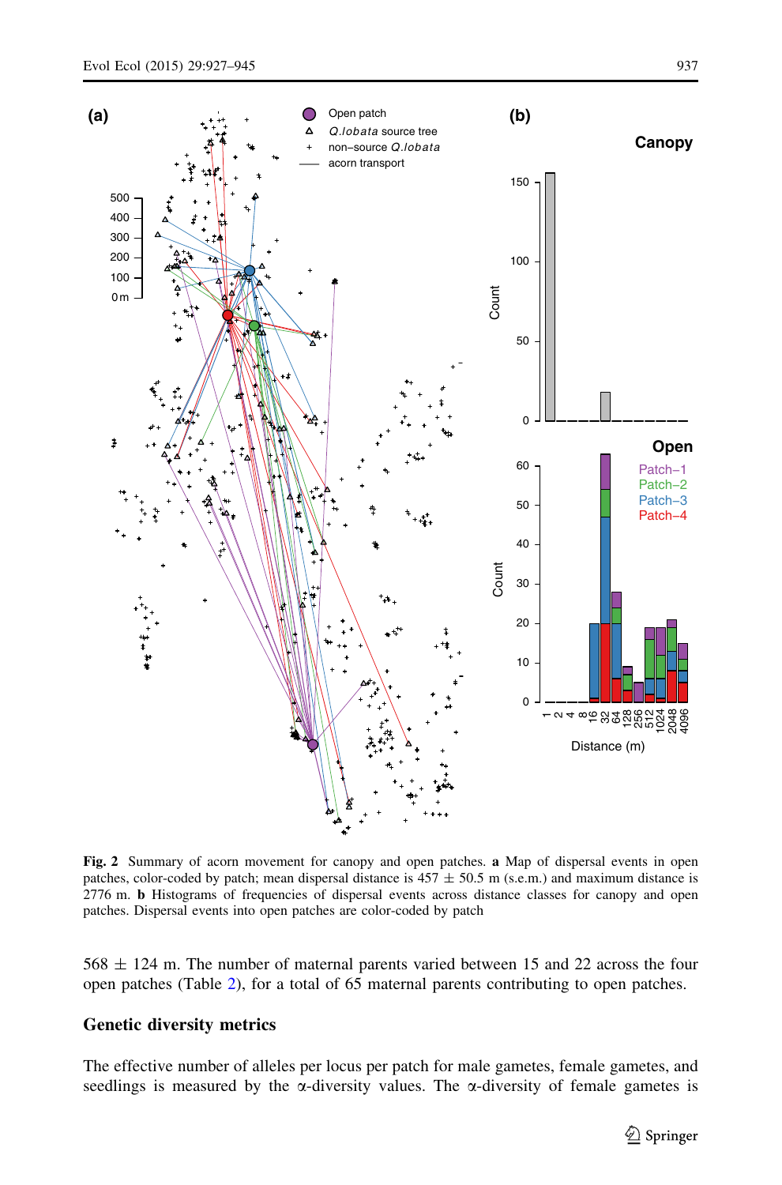(a)

Open patch

*Q.lobata* source tree

non–source *Q.lobata*

acorn transport

500
400
300
200
100
0 m

(b)

Canopy

150
100
50
0

Count

Open

Patch–1
Patch–2
Patch–3
Patch–4

60
50
40
30
20
10
0

Count

1 2 4 8 16 32 64 128 256 512 1024 2048 4096

Distance (m)

**Fig. 2** Summary of acorn movement for canopy and open patches. **a** Map of dispersal events in open patches, color-coded by patch; mean dispersal distance is 457 ± 50.5 m (s.e.m.) and maximum distance is 2776 m. **b** Histograms of frequencies of dispersal events across distance classes for canopy and open patches. Dispersal events into open patches are color-coded by patch

568 ± 124 m. The number of maternal parents varied between 15 and 22 across the four open patches (Table 2), for a total of 65 maternal parents contributing to open patches.

## Genetic diversity metrics

The effective number of alleles per locus per patch for male gametes, female gametes, and seedlings is measured by the α-diversity values. The α-diversity of female gametes is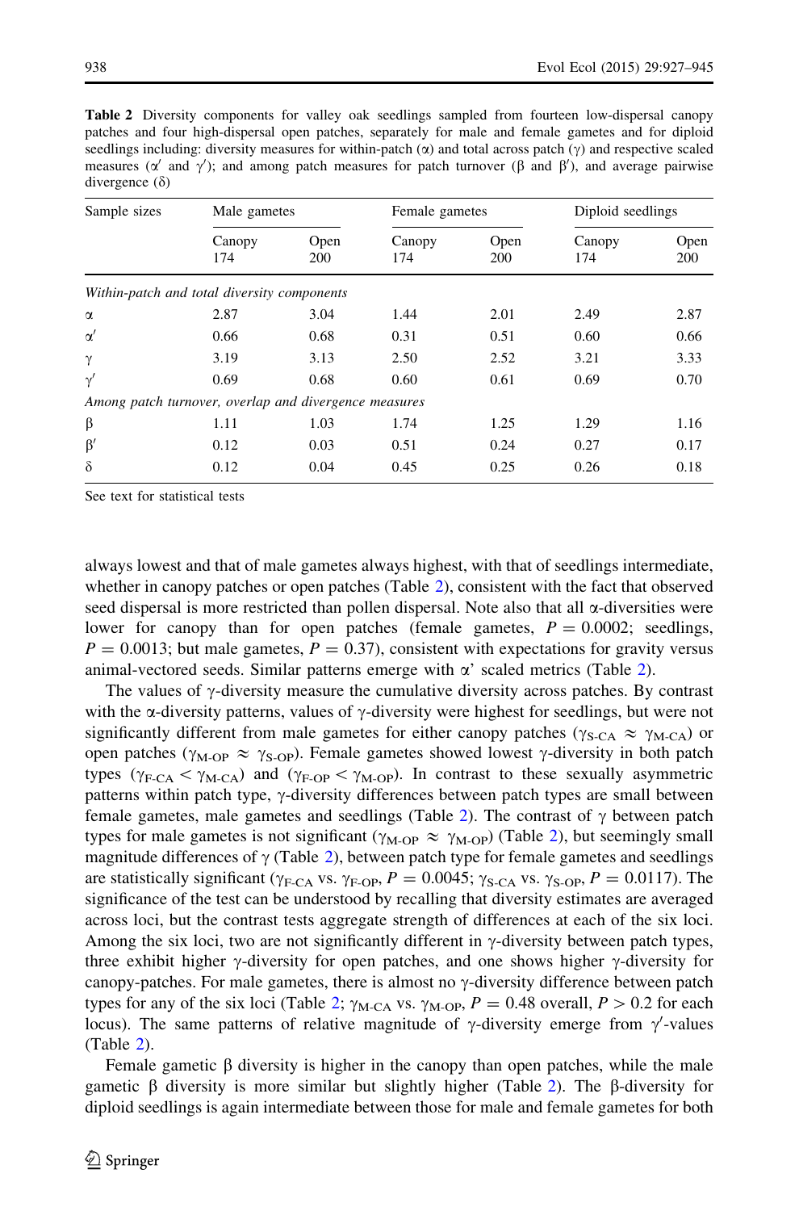**Table 2** Diversity components for valley oak seedlings sampled from fourteen low-dispersal canopy patches and four high-dispersal open patches, separately for male and female gametes and for diploid seedlings including: diversity measures for within-patch (α) and total across patch (γ) and respective scaled measures (α′ and γ′); and among patch measures for patch turnover (β and β′), and average pairwise divergence (δ)

| Sample sizes | Male gametes | | Female gametes | | Diploid seedlings | |
|---|---|---|---|---|---|---|
| | Canopy 174 | Open 200 | Canopy 174 | Open 200 | Canopy 174 | Open 200 |
| *Within-patch and total diversity components* | | | | | | |
| α | 2.87 | 3.04 | 1.44 | 2.01 | 2.49 | 2.87 |
| α′ | 0.66 | 0.68 | 0.31 | 0.51 | 0.60 | 0.66 |
| γ | 3.19 | 3.13 | 2.50 | 2.52 | 3.21 | 3.33 |
| γ′ | 0.69 | 0.68 | 0.60 | 0.61 | 0.69 | 0.70 |
| *Among patch turnover, overlap and divergence measures* | | | | | | |
| β | 1.11 | 1.03 | 1.74 | 1.25 | 1.29 | 1.16 |
| β′ | 0.12 | 0.03 | 0.51 | 0.24 | 0.27 | 0.17 |
| δ | 0.12 | 0.04 | 0.45 | 0.25 | 0.26 | 0.18 |

See text for statistical tests

always lowest and that of male gametes always highest, with that of seedlings intermediate, whether in canopy patches or open patches (Table 2), consistent with the fact that observed seed dispersal is more restricted than pollen dispersal. Note also that all α-diversities were lower for canopy than for open patches (female gametes, $P = 0.0002$; seedlings, $P = 0.0013$; but male gametes, $P = 0.37$), consistent with expectations for gravity versus animal-vectored seeds. Similar patterns emerge with α′ scaled metrics (Table 2).

The values of γ-diversity measure the cumulative diversity across patches. By contrast with the α-diversity patterns, values of γ-diversity were highest for seedlings, but were not significantly different from male gametes for either canopy patches ($\gamma_{S\text{-}CA} \approx \gamma_{M\text{-}CA}$) or open patches ($\gamma_{M\text{-}OP} \approx \gamma_{S\text{-}OP}$). Female gametes showed lowest γ-diversity in both patch types ($\gamma_{F\text{-}CA} < \gamma_{M\text{-}CA}$) and ($\gamma_{F\text{-}OP} < \gamma_{M\text{-}OP}$). In contrast to these sexually asymmetric patterns within patch type, γ-diversity differences between patch types are small between female gametes, male gametes and seedlings (Table 2). The contrast of γ between patch types for male gametes is not significant ($\gamma_{M\text{-}OP} \approx \gamma_{M\text{-}OP}$) (Table 2), but seemingly small magnitude differences of γ (Table 2), between patch type for female gametes and seedlings are statistically significant ($\gamma_{F\text{-}CA}$ vs. $\gamma_{F\text{-}OP}$, $P = 0.0045$; $\gamma_{S\text{-}CA}$ vs. $\gamma_{S\text{-}OP}$, $P = 0.0117$). The significance of the test can be understood by recalling that diversity estimates are averaged across loci, but the contrast tests aggregate strength of differences at each of the six loci. Among the six loci, two are not significantly different in γ-diversity between patch types, three exhibit higher γ-diversity for open patches, and one shows higher γ-diversity for canopy-patches. For male gametes, there is almost no γ-diversity difference between patch types for any of the six loci (Table 2; $\gamma_{M\text{-}CA}$ vs. $\gamma_{M\text{-}OP}$, $P = 0.48$ overall, $P > 0.2$ for each locus). The same patterns of relative magnitude of γ-diversity emerge from γ′-values (Table 2).

Female gametic β diversity is higher in the canopy than open patches, while the male gametic β diversity is more similar but slightly higher (Table 2). The β-diversity for diploid seedlings is again intermediate between those for male and female gametes for both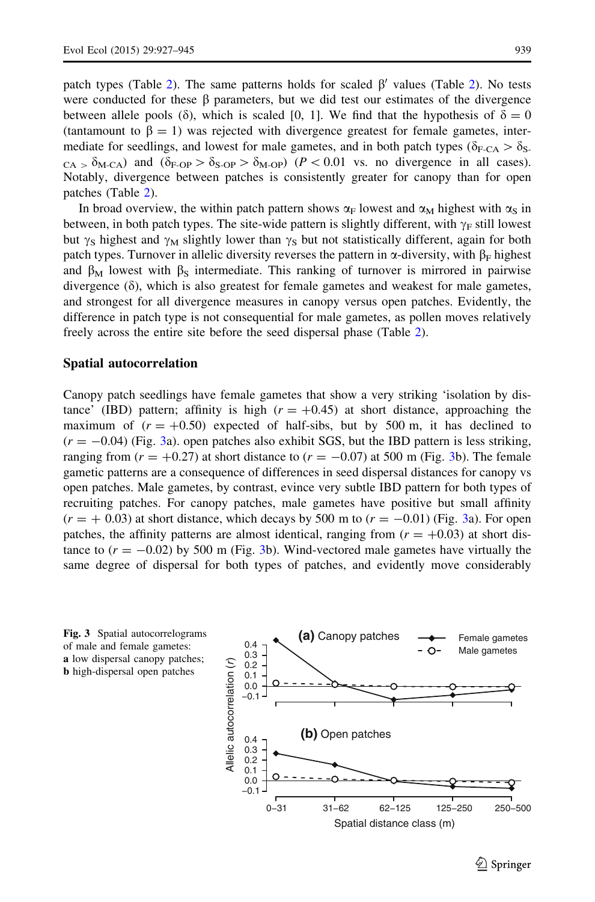patch types (Table 2). The same patterns holds for scaled $\beta'$ values (Table 2). No tests were conducted for these $\beta$ parameters, but we did test our estimates of the divergence between allele pools ($\delta$), which is scaled [0, 1]. We find that the hypothesis of $\delta = 0$ (tantamount to $\beta = 1$) was rejected with divergence greatest for female gametes, intermediate for seedlings, and lowest for male gametes, and in both patch types ($\delta_{F\text{-}CA} > \delta_{S\text{-}CA} > \delta_{M\text{-}CA}$) and ($\delta_{F\text{-}OP} > \delta_{S\text{-}OP} > \delta_{M\text{-}OP}$) ($P < 0.01$ vs. no divergence in all cases). Notably, divergence between patches is consistently greater for canopy than for open patches (Table 2).

In broad overview, the within patch pattern shows $\alpha_F$ lowest and $\alpha_M$ highest with $\alpha_S$ in between, in both patch types. The site-wide pattern is slightly different, with $\gamma_F$ still lowest but $\gamma_S$ highest and $\gamma_M$ slightly lower than $\gamma_S$ but not statistically different, again for both patch types. Turnover in allelic diversity reverses the pattern in $\alpha$-diversity, with $\beta_F$ highest and $\beta_M$ lowest with $\beta_S$ intermediate. This ranking of turnover is mirrored in pairwise divergence ($\delta$), which is also greatest for female gametes and weakest for male gametes, and strongest for all divergence measures in canopy versus open patches. Evidently, the difference in patch type is not consequential for male gametes, as pollen moves relatively freely across the entire site before the seed dispersal phase (Table 2).

## Spatial autocorrelation

Canopy patch seedlings have female gametes that show a very striking 'isolation by distance' (IBD) pattern; affinity is high ($r = +0.45$) at short distance, approaching the maximum of ($r = +0.50$) expected of half-sibs, but by 500 m, it has declined to ($r = -0.04$) (Fig. 3a). open patches also exhibit SGS, but the IBD pattern is less striking, ranging from ($r = +0.27$) at short distance to ($r = -0.07$) at 500 m (Fig. 3b). The female gametic patterns are a consequence of differences in seed dispersal distances for canopy vs open patches. Male gametes, by contrast, evince very subtle IBD pattern for both types of recruiting patches. For canopy patches, male gametes have positive but small affinity ($r = +0.03$) at short distance, which decays by 500 m to ($r = -0.01$) (Fig. 3a). For open patches, the affinity patterns are almost identical, ranging from ($r = +0.03$) at short distance to ($r = -0.02$) by 500 m (Fig. 3b). Wind-vectored male gametes have virtually the same degree of dispersal for both types of patches, and evidently move considerably

(a) Canopy patches
(b) Open patches
Female gametes
Male gametes
Allelic autocorrelation (r)
0.4
0.3
0.2
0.1
0.0
−0.1
0–31
31–62
62–125
125–250
250–500
Spatial distance class (m)

**Fig. 3** Spatial autocorrelograms of male and female gametes: **a** low dispersal canopy patches; **b** high-dispersal open patches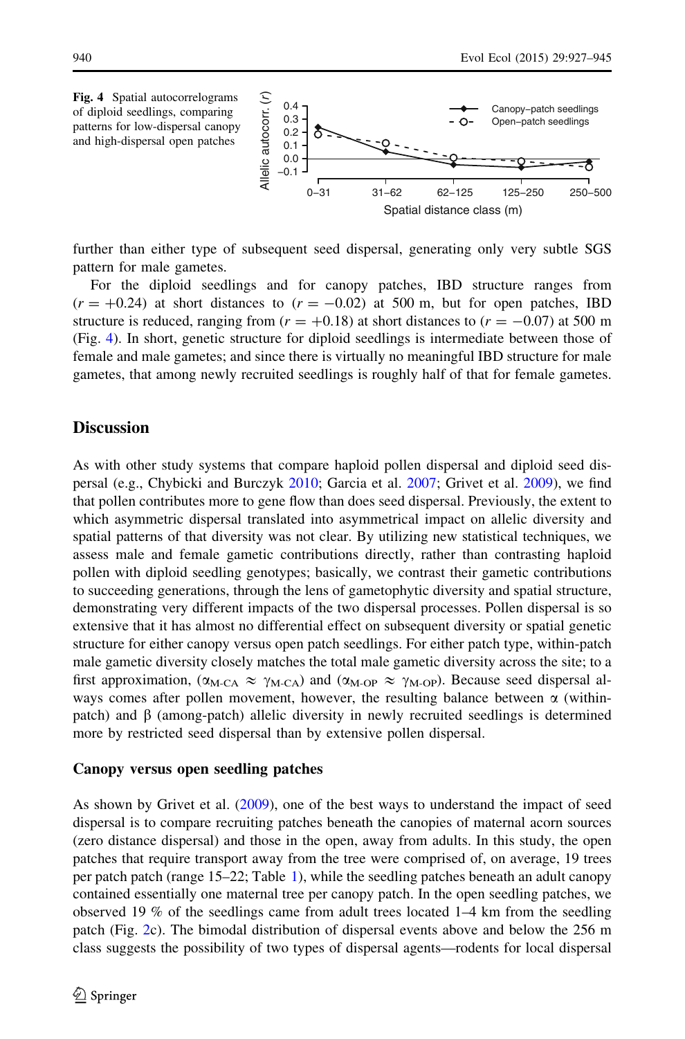**Fig. 4** Spatial autocorrelograms of diploid seedlings, comparing patterns for low-dispersal canopy and high-dispersal open patches

Allelic autocorr. (r)
0.4
0.3
0.2
0.1
0.0
−0.1
Canopy–patch seedlings
Open–patch seedlings
0–31
31–62
62–125
125–250
250–500
Spatial distance class (m)

further than either type of subsequent seed dispersal, generating only very subtle SGS pattern for male gametes.

For the diploid seedlings and for canopy patches, IBD structure ranges from ($r = +0.24$) at short distances to ($r = -0.02$) at 500 m, but for open patches, IBD structure is reduced, ranging from ($r = +0.18$) at short distances to ($r = -0.07$) at 500 m (Fig. 4). In short, genetic structure for diploid seedlings is intermediate between those of female and male gametes; and since there is virtually no meaningful IBD structure for male gametes, that among newly recruited seedlings is roughly half of that for female gametes.

## Discussion

As with other study systems that compare haploid pollen dispersal and diploid seed dispersal (e.g., Chybicki and Burczyk 2010; Garcia et al. 2007; Grivet et al. 2009), we find that pollen contributes more to gene flow than does seed dispersal. Previously, the extent to which asymmetric dispersal translated into asymmetrical impact on allelic diversity and spatial patterns of that diversity was not clear. By utilizing new statistical techniques, we assess male and female gametic contributions directly, rather than contrasting haploid pollen with diploid seedling genotypes; basically, we contrast their gametic contributions to succeeding generations, through the lens of gametophytic diversity and spatial structure, demonstrating very different impacts of the two dispersal processes. Pollen dispersal is so extensive that it has almost no differential effect on subsequent diversity or spatial genetic structure for either canopy versus open patch seedlings. For either patch type, within-patch male gametic diversity closely matches the total male gametic diversity across the site; to a first approximation, ($\alpha_{M\text{-}CA} \approx \gamma_{M\text{-}CA}$) and ($\alpha_{M\text{-}OP} \approx \gamma_{M\text{-}OP}$). Because seed dispersal always comes after pollen movement, however, the resulting balance between $\alpha$ (within-patch) and $\beta$ (among-patch) allelic diversity in newly recruited seedlings is determined more by restricted seed dispersal than by extensive pollen dispersal.

### Canopy versus open seedling patches

As shown by Grivet et al. (2009), one of the best ways to understand the impact of seed dispersal is to compare recruiting patches beneath the canopies of maternal acorn sources (zero distance dispersal) and those in the open, away from adults. In this study, the open patches that require transport away from the tree were comprised of, on average, 19 trees per patch patch (range 15–22; Table 1), while the seedling patches beneath an adult canopy contained essentially one maternal tree per canopy patch. In the open seedling patches, we observed 19 % of the seedlings came from adult trees located 1–4 km from the seedling patch (Fig. 2c). The bimodal distribution of dispersal events above and below the 256 m class suggests the possibility of two types of dispersal agents—rodents for local dispersal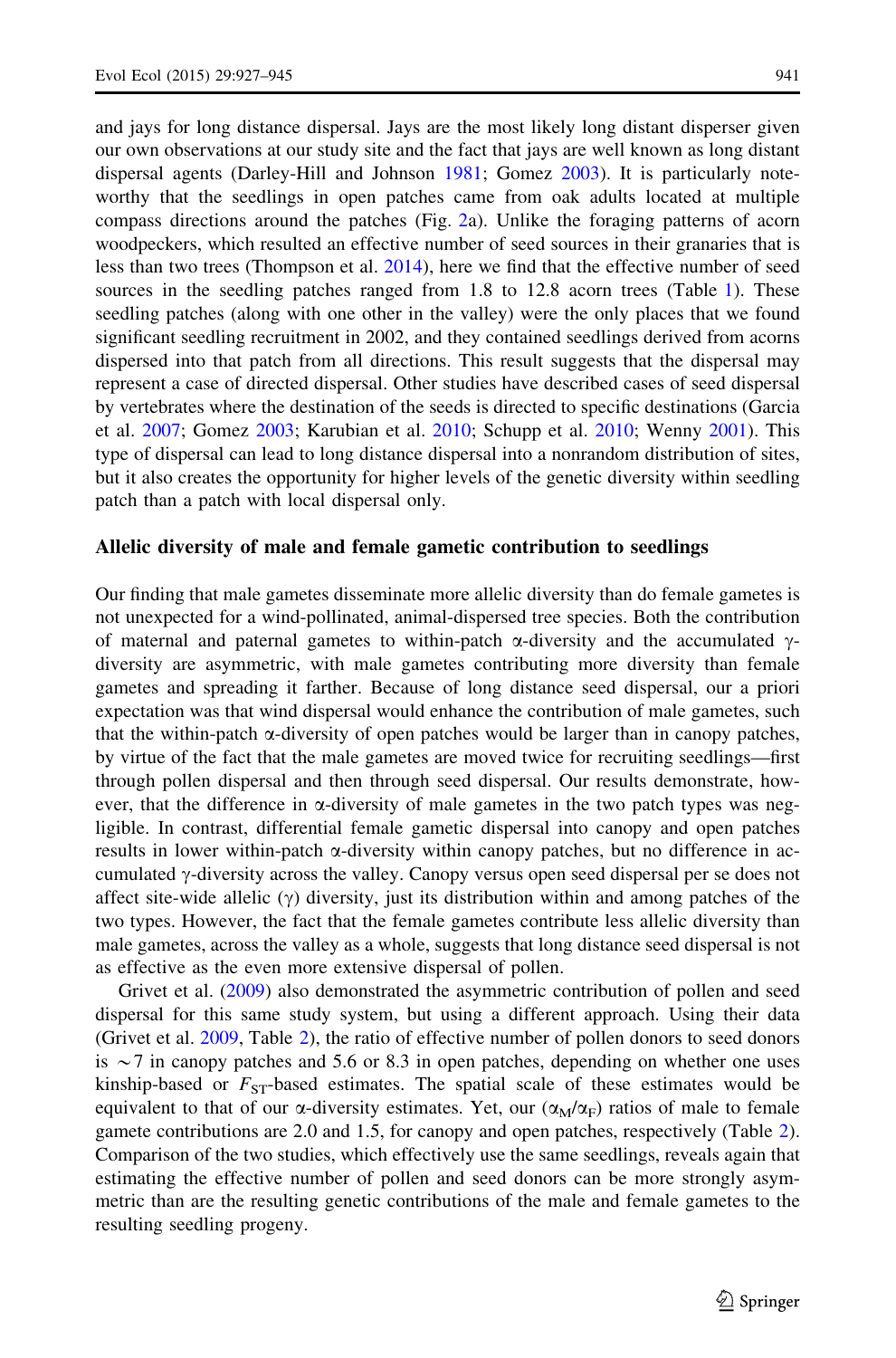and jays for long distance dispersal. Jays are the most likely long distant disperser given our own observations at our study site and the fact that jays are well known as long distant dispersal agents (Darley-Hill and Johnson 1981; Gomez 2003). It is particularly noteworthy that the seedlings in open patches came from oak adults located at multiple compass directions around the patches (Fig. 2a). Unlike the foraging patterns of acorn woodpeckers, which resulted an effective number of seed sources in their granaries that is less than two trees (Thompson et al. 2014), here we find that the effective number of seed sources in the seedling patches ranged from 1.8 to 12.8 acorn trees (Table 1). These seedling patches (along with one other in the valley) were the only places that we found significant seedling recruitment in 2002, and they contained seedlings derived from acorns dispersed into that patch from all directions. This result suggests that the dispersal may represent a case of directed dispersal. Other studies have described cases of seed dispersal by vertebrates where the destination of the seeds is directed to specific destinations (Garcia et al. 2007; Gomez 2003; Karubian et al. 2010; Schupp et al. 2010; Wenny 2001). This type of dispersal can lead to long distance dispersal into a nonrandom distribution of sites, but it also creates the opportunity for higher levels of the genetic diversity within seedling patch than a patch with local dispersal only.

## Allelic diversity of male and female gametic contribution to seedlings

Our finding that male gametes disseminate more allelic diversity than do female gametes is not unexpected for a wind-pollinated, animal-dispersed tree species. Both the contribution of maternal and paternal gametes to within-patch $\alpha$-diversity and the accumulated $\gamma$-diversity are asymmetric, with male gametes contributing more diversity than female gametes and spreading it farther. Because of long distance seed dispersal, our a priori expectation was that wind dispersal would enhance the contribution of male gametes, such that the within-patch $\alpha$-diversity of open patches would be larger than in canopy patches, by virtue of the fact that the male gametes are moved twice for recruiting seedlings—first through pollen dispersal and then through seed dispersal. Our results demonstrate, however, that the difference in $\alpha$-diversity of male gametes in the two patch types was negligible. In contrast, differential female gametic dispersal into canopy and open patches results in lower within-patch $\alpha$-diversity within canopy patches, but no difference in accumulated $\gamma$-diversity across the valley. Canopy versus open seed dispersal per se does not affect site-wide allelic ($\gamma$) diversity, just its distribution within and among patches of the two types. However, the fact that the female gametes contribute less allelic diversity than male gametes, across the valley as a whole, suggests that long distance seed dispersal is not as effective as the even more extensive dispersal of pollen.

Grivet et al. (2009) also demonstrated the asymmetric contribution of pollen and seed dispersal for this same study system, but using a different approach. Using their data (Grivet et al. 2009, Table 2), the ratio of effective number of pollen donors to seed donors is $\sim$7 in canopy patches and 5.6 or 8.3 in open patches, depending on whether one uses kinship-based or $F_{ST}$-based estimates. The spatial scale of these estimates would be equivalent to that of our $\alpha$-diversity estimates. Yet, our ($\alpha_M/\alpha_F$) ratios of male to female gamete contributions are 2.0 and 1.5, for canopy and open patches, respectively (Table 2). Comparison of the two studies, which effectively use the same seedlings, reveals again that estimating the effective number of pollen and seed donors can be more strongly asymmetric than are the resulting genetic contributions of the male and female gametes to the resulting seedling progeny.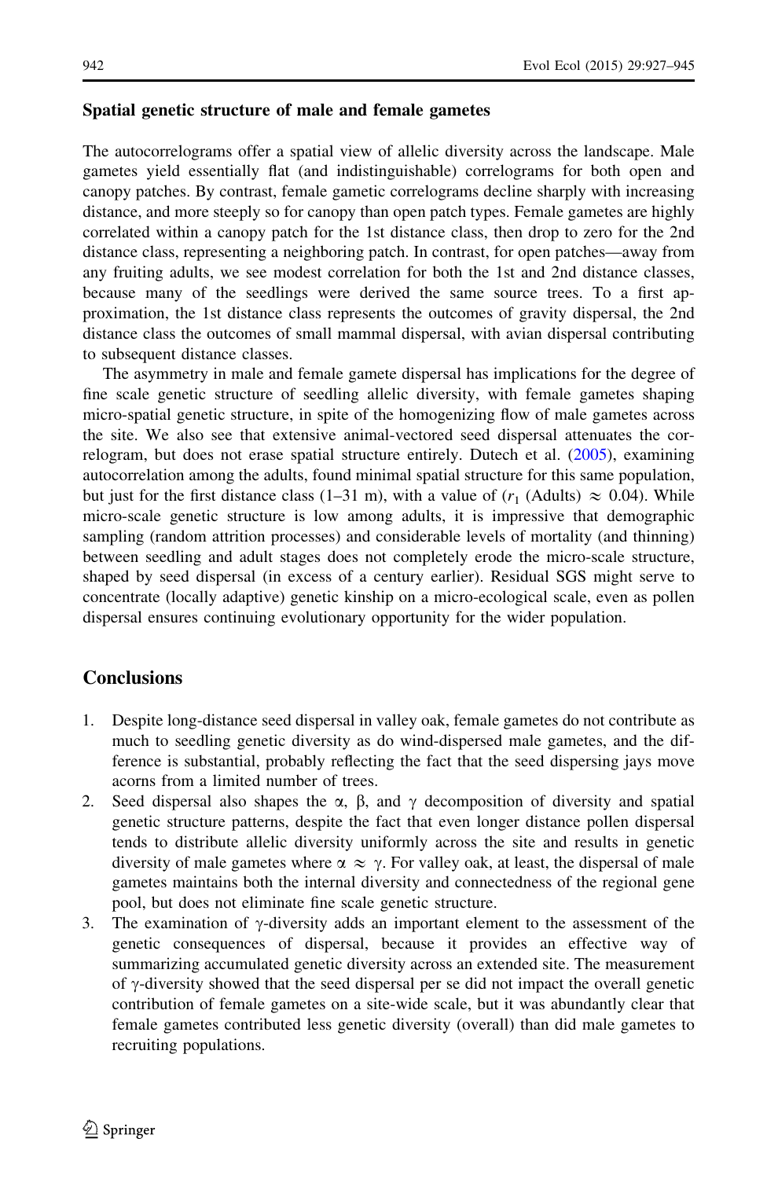### Spatial genetic structure of male and female gametes

The autocorrelograms offer a spatial view of allelic diversity across the landscape. Male gametes yield essentially flat (and indistinguishable) correlograms for both open and canopy patches. By contrast, female gametic correlograms decline sharply with increasing distance, and more steeply so for canopy than open patch types. Female gametes are highly correlated within a canopy patch for the 1st distance class, then drop to zero for the 2nd distance class, representing a neighboring patch. In contrast, for open patches—away from any fruiting adults, we see modest correlation for both the 1st and 2nd distance classes, because many of the seedlings were derived the same source trees. To a first approximation, the 1st distance class represents the outcomes of gravity dispersal, the 2nd distance class the outcomes of small mammal dispersal, with avian dispersal contributing to subsequent distance classes.

The asymmetry in male and female gamete dispersal has implications for the degree of fine scale genetic structure of seedling allelic diversity, with female gametes shaping micro-spatial genetic structure, in spite of the homogenizing flow of male gametes across the site. We also see that extensive animal-vectored seed dispersal attenuates the correlogram, but does not erase spatial structure entirely. Dutech et al. (2005), examining autocorrelation among the adults, found minimal spatial structure for this same population, but just for the first distance class (1–31 m), with a value of ($r_1$ (Adults) $\approx$ 0.04). While micro-scale genetic structure is low among adults, it is impressive that demographic sampling (random attrition processes) and considerable levels of mortality (and thinning) between seedling and adult stages does not completely erode the micro-scale structure, shaped by seed dispersal (in excess of a century earlier). Residual SGS might serve to concentrate (locally adaptive) genetic kinship on a micro-ecological scale, even as pollen dispersal ensures continuing evolutionary opportunity for the wider population.

## Conclusions

1. Despite long-distance seed dispersal in valley oak, female gametes do not contribute as much to seedling genetic diversity as do wind-dispersed male gametes, and the difference is substantial, probably reflecting the fact that the seed dispersing jays move acorns from a limited number of trees.
2. Seed dispersal also shapes the $\alpha$, $\beta$, and $\gamma$ decomposition of diversity and spatial genetic structure patterns, despite the fact that even longer distance pollen dispersal tends to distribute allelic diversity uniformly across the site and results in genetic diversity of male gametes where $\alpha \approx \gamma$. For valley oak, at least, the dispersal of male gametes maintains both the internal diversity and connectedness of the regional gene pool, but does not eliminate fine scale genetic structure.
3. The examination of $\gamma$-diversity adds an important element to the assessment of the genetic consequences of dispersal, because it provides an effective way of summarizing accumulated genetic diversity across an extended site. The measurement of $\gamma$-diversity showed that the seed dispersal per se did not impact the overall genetic contribution of female gametes on a site-wide scale, but it was abundantly clear that female gametes contributed less genetic diversity (overall) than did male gametes to recruiting populations.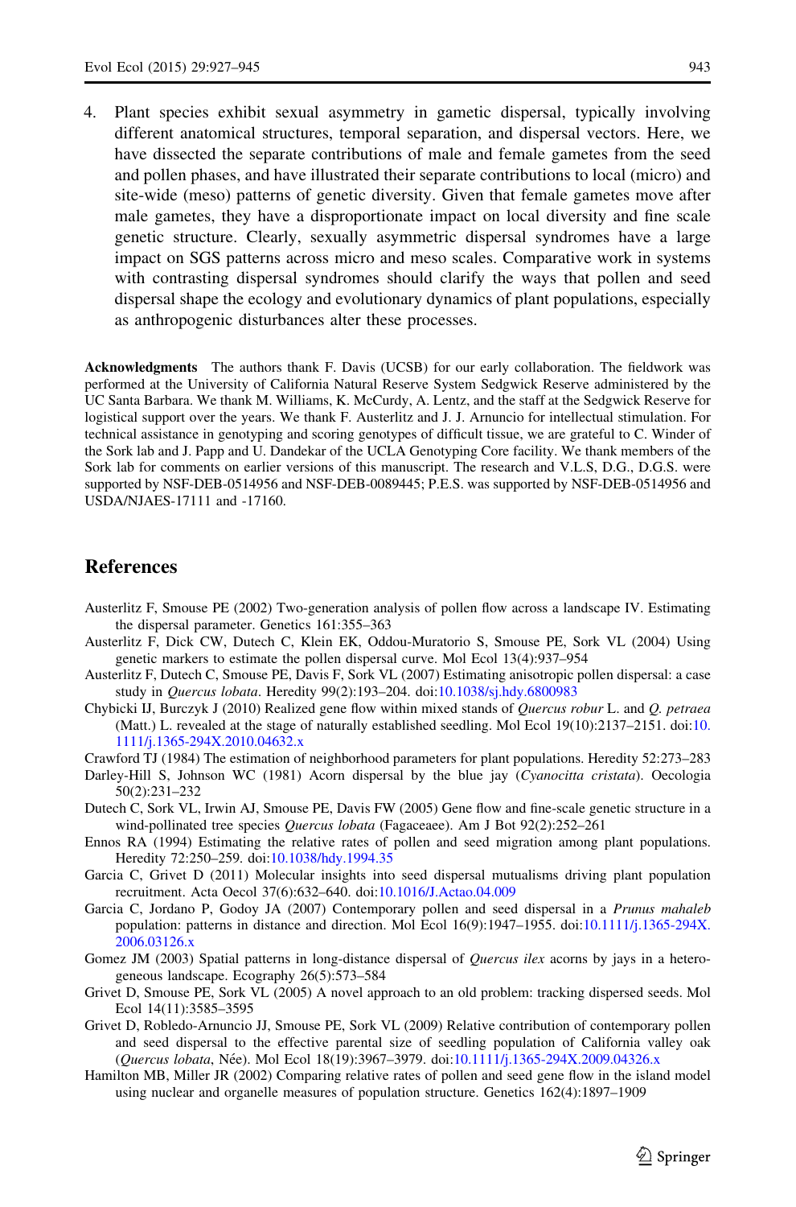4. Plant species exhibit sexual asymmetry in gametic dispersal, typically involving different anatomical structures, temporal separation, and dispersal vectors. Here, we have dissected the separate contributions of male and female gametes from the seed and pollen phases, and have illustrated their separate contributions to local (micro) and site-wide (meso) patterns of genetic diversity. Given that female gametes move after male gametes, they have a disproportionate impact on local diversity and fine scale genetic structure. Clearly, sexually asymmetric dispersal syndromes have a large impact on SGS patterns across micro and meso scales. Comparative work in systems with contrasting dispersal syndromes should clarify the ways that pollen and seed dispersal shape the ecology and evolutionary dynamics of plant populations, especially as anthropogenic disturbances alter these processes.

**Acknowledgments** The authors thank F. Davis (UCSB) for our early collaboration. The fieldwork was performed at the University of California Natural Reserve System Sedgwick Reserve administered by the UC Santa Barbara. We thank M. Williams, K. McCurdy, A. Lentz, and the staff at the Sedgwick Reserve for logistical support over the years. We thank F. Austerlitz and J. J. Arnuncio for intellectual stimulation. For technical assistance in genotyping and scoring genotypes of difficult tissue, we are grateful to C. Winder of the Sork lab and J. Papp and U. Dandekar of the UCLA Genotyping Core facility. We thank members of the Sork lab for comments on earlier versions of this manuscript. The research and V.L.S, D.G., D.G.S. were supported by NSF-DEB-0514956 and NSF-DEB-0089445; P.E.S. was supported by NSF-DEB-0514956 and USDA/NJAES-17111 and -17160.

## References

Austerlitz F, Smouse PE (2002) Two-generation analysis of pollen flow across a landscape IV. Estimating the dispersal parameter. Genetics 161:355–363

Austerlitz F, Dick CW, Dutech C, Klein EK, Oddou-Muratorio S, Smouse PE, Sork VL (2004) Using genetic markers to estimate the pollen dispersal curve. Mol Ecol 13(4):937–954

Austerlitz F, Dutech C, Smouse PE, Davis F, Sork VL (2007) Estimating anisotropic pollen dispersal: a case study in *Quercus lobata*. Heredity 99(2):193–204. doi:10.1038/sj.hdy.6800983

Chybicki IJ, Burczyk J (2010) Realized gene flow within mixed stands of *Quercus robur* L. and *Q. petraea* (Matt.) L. revealed at the stage of naturally established seedling. Mol Ecol 19(10):2137–2151. doi:10.1111/j.1365-294X.2010.04632.x

Crawford TJ (1984) The estimation of neighborhood parameters for plant populations. Heredity 52:273–283

Darley-Hill S, Johnson WC (1981) Acorn dispersal by the blue jay (*Cyanocitta cristata*). Oecologia 50(2):231–232

Dutech C, Sork VL, Irwin AJ, Smouse PE, Davis FW (2005) Gene flow and fine-scale genetic structure in a wind-pollinated tree species *Quercus lobata* (Fagaceaee). Am J Bot 92(2):252–261

Ennos RA (1994) Estimating the relative rates of pollen and seed migration among plant populations. Heredity 72:250–259. doi:10.1038/hdy.1994.35

Garcia C, Grivet D (2011) Molecular insights into seed dispersal mutualisms driving plant population recruitment. Acta Oecol 37(6):632–640. doi:10.1016/J.Actao.04.009

Garcia C, Jordano P, Godoy JA (2007) Contemporary pollen and seed dispersal in a *Prunus mahaleb* population: patterns in distance and direction. Mol Ecol 16(9):1947–1955. doi:10.1111/j.1365-294X.2006.03126.x

Gomez JM (2003) Spatial patterns in long-distance dispersal of *Quercus ilex* acorns by jays in a heterogeneous landscape. Ecography 26(5):573–584

Grivet D, Smouse PE, Sork VL (2005) A novel approach to an old problem: tracking dispersed seeds. Mol Ecol 14(11):3585–3595

Grivet D, Robledo-Arnuncio JJ, Smouse PE, Sork VL (2009) Relative contribution of contemporary pollen and seed dispersal to the effective parental size of seedling population of California valley oak (*Quercus lobata*, Née). Mol Ecol 18(19):3967–3979. doi:10.1111/j.1365-294X.2009.04326.x

Hamilton MB, Miller JR (2002) Comparing relative rates of pollen and seed gene flow in the island model using nuclear and organelle measures of population structure. Genetics 162(4):1897–1909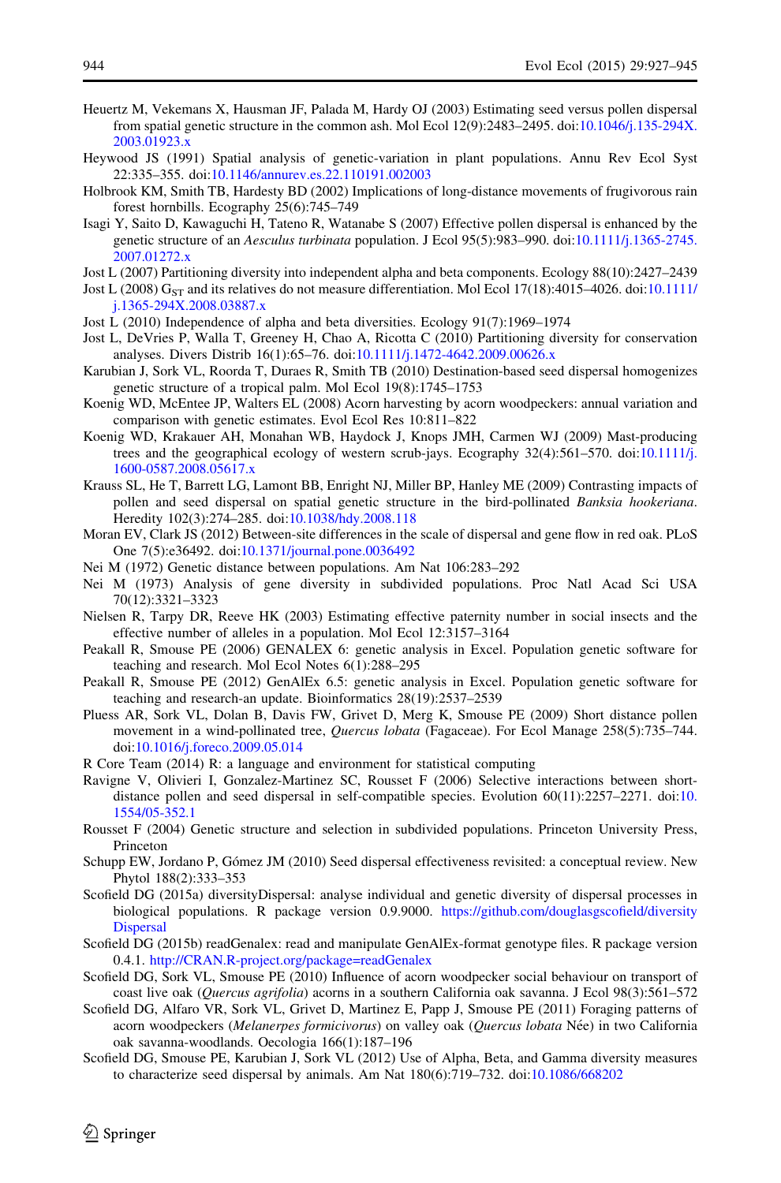Heuertz M, Vekemans X, Hausman JF, Palada M, Hardy OJ (2003) Estimating seed versus pollen dispersal from spatial genetic structure in the common ash. Mol Ecol 12(9):2483–2495. doi:10.1046/j.135-294X.2003.01923.x

Heywood JS (1991) Spatial analysis of genetic-variation in plant populations. Annu Rev Ecol Syst 22:335–355. doi:10.1146/annurev.es.22.110191.002003

Holbrook KM, Smith TB, Hardesty BD (2002) Implications of long-distance movements of frugivorous rain forest hornbills. Ecography 25(6):745–749

Isagi Y, Saito D, Kawaguchi H, Tateno R, Watanabe S (2007) Effective pollen dispersal is enhanced by the genetic structure of an *Aesculus turbinata* population. J Ecol 95(5):983–990. doi:10.1111/j.1365-2745.2007.01272.x

Jost L (2007) Partitioning diversity into independent alpha and beta components. Ecology 88(10):2427–2439

Jost L (2008) $G_{ST}$ and its relatives do not measure differentiation. Mol Ecol 17(18):4015–4026. doi:10.1111/j.1365-294X.2008.03887.x

Jost L (2010) Independence of alpha and beta diversities. Ecology 91(7):1969–1974

Jost L, DeVries P, Walla T, Greeney H, Chao A, Ricotta C (2010) Partitioning diversity for conservation analyses. Divers Distrib 16(1):65–76. doi:10.1111/j.1472-4642.2009.00626.x

Karubian J, Sork VL, Roorda T, Duraes R, Smith TB (2010) Destination-based seed dispersal homogenizes genetic structure of a tropical palm. Mol Ecol 19(8):1745–1753

Koenig WD, McEntee JP, Walters EL (2008) Acorn harvesting by acorn woodpeckers: annual variation and comparison with genetic estimates. Evol Ecol Res 10:811–822

Koenig WD, Krakauer AH, Monahan WB, Haydock J, Knops JMH, Carmen WJ (2009) Mast-producing trees and the geographical ecology of western scrub-jays. Ecography 32(4):561–570. doi:10.1111/j.1600-0587.2008.05617.x

Krauss SL, He T, Barrett LG, Lamont BB, Enright NJ, Miller BP, Hanley ME (2009) Contrasting impacts of pollen and seed dispersal on spatial genetic structure in the bird-pollinated *Banksia hookeriana*. Heredity 102(3):274–285. doi:10.1038/hdy.2008.118

Moran EV, Clark JS (2012) Between-site differences in the scale of dispersal and gene flow in red oak. PLoS One 7(5):e36492. doi:10.1371/journal.pone.0036492

Nei M (1972) Genetic distance between populations. Am Nat 106:283–292

Nei M (1973) Analysis of gene diversity in subdivided populations. Proc Natl Acad Sci USA 70(12):3321–3323

Nielsen R, Tarpy DR, Reeve HK (2003) Estimating effective paternity number in social insects and the effective number of alleles in a population. Mol Ecol 12:3157–3164

Peakall R, Smouse PE (2006) GENALEX 6: genetic analysis in Excel. Population genetic software for teaching and research. Mol Ecol Notes 6(1):288–295

Peakall R, Smouse PE (2012) GenAlEx 6.5: genetic analysis in Excel. Population genetic software for teaching and research-an update. Bioinformatics 28(19):2537–2539

Pluess AR, Sork VL, Dolan B, Davis FW, Grivet D, Merg K, Smouse PE (2009) Short distance pollen movement in a wind-pollinated tree, *Quercus lobata* (Fagaceae). For Ecol Manage 258(5):735–744. doi:10.1016/j.foreco.2009.05.014

R Core Team (2014) R: a language and environment for statistical computing

Ravigne V, Olivieri I, Gonzalez-Martinez SC, Rousset F (2006) Selective interactions between short-distance pollen and seed dispersal in self-compatible species. Evolution 60(11):2257–2271. doi:10.1554/05-352.1

Rousset F (2004) Genetic structure and selection in subdivided populations. Princeton University Press, Princeton

Schupp EW, Jordano P, Gómez JM (2010) Seed dispersal effectiveness revisited: a conceptual review. New Phytol 188(2):333–353

Scofield DG (2015a) diversityDispersal: analyse individual and genetic diversity of dispersal processes in biological populations. R package version 0.9.9000. https://github.com/douglasgscofield/diversityDispersal

Scofield DG (2015b) readGenalex: read and manipulate GenAlEx-format genotype files. R package version 0.4.1. http://CRAN.R-project.org/package=readGenalex

Scofield DG, Sork VL, Smouse PE (2010) Influence of acorn woodpecker social behaviour on transport of coast live oak (*Quercus agrifolia*) acorns in a southern California oak savanna. J Ecol 98(3):561–572

Scofield DG, Alfaro VR, Sork VL, Grivet D, Martinez E, Papp J, Smouse PE (2011) Foraging patterns of acorn woodpeckers (*Melanerpes formicivorus*) on valley oak (*Quercus lobata* Née) in two California oak savanna-woodlands. Oecologia 166(1):187–196

Scofield DG, Smouse PE, Karubian J, Sork VL (2012) Use of Alpha, Beta, and Gamma diversity measures to characterize seed dispersal by animals. Am Nat 180(6):719–732. doi:10.1086/668202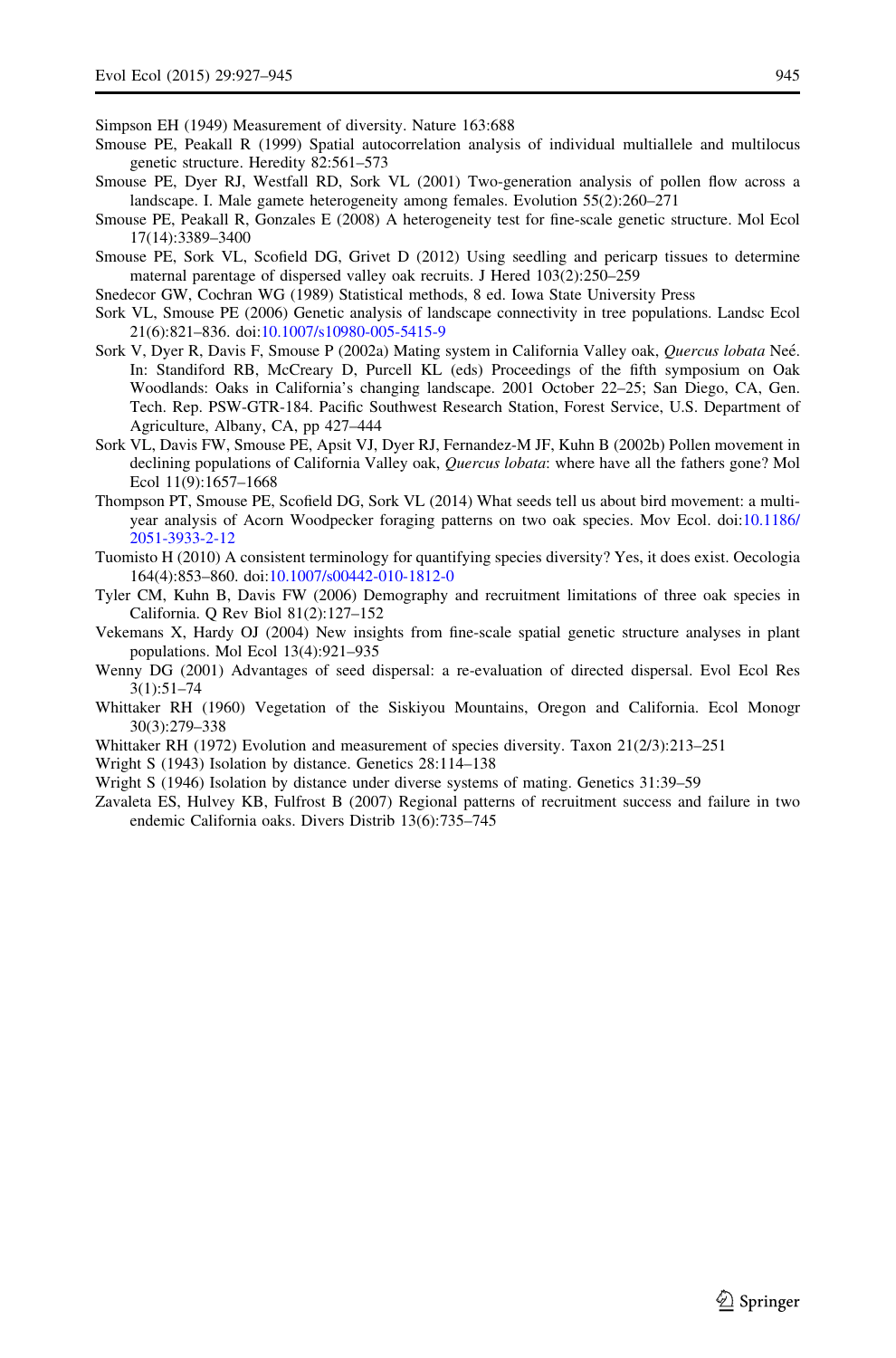Simpson EH (1949) Measurement of diversity. Nature 163:688

Smouse PE, Peakall R (1999) Spatial autocorrelation analysis of individual multiallele and multilocus genetic structure. Heredity 82:561–573

Smouse PE, Dyer RJ, Westfall RD, Sork VL (2001) Two-generation analysis of pollen flow across a landscape. I. Male gamete heterogeneity among females. Evolution 55(2):260–271

Smouse PE, Peakall R, Gonzales E (2008) A heterogeneity test for fine-scale genetic structure. Mol Ecol 17(14):3389–3400

Smouse PE, Sork VL, Scofield DG, Grivet D (2012) Using seedling and pericarp tissues to determine maternal parentage of dispersed valley oak recruits. J Hered 103(2):250–259

Snedecor GW, Cochran WG (1989) Statistical methods, 8 ed. Iowa State University Press

Sork VL, Smouse PE (2006) Genetic analysis of landscape connectivity in tree populations. Landsc Ecol 21(6):821–836. doi:10.1007/s10980-005-5415-9

Sork V, Dyer R, Davis F, Smouse P (2002a) Mating system in California Valley oak, *Quercus lobata* Neé. In: Standiford RB, McCreary D, Purcell KL (eds) Proceedings of the fifth symposium on Oak Woodlands: Oaks in California's changing landscape. 2001 October 22–25; San Diego, CA, Gen. Tech. Rep. PSW-GTR-184. Pacific Southwest Research Station, Forest Service, U.S. Department of Agriculture, Albany, CA, pp 427–444

Sork VL, Davis FW, Smouse PE, Apsit VJ, Dyer RJ, Fernandez-M JF, Kuhn B (2002b) Pollen movement in declining populations of California Valley oak, *Quercus lobata*: where have all the fathers gone? Mol Ecol 11(9):1657–1668

Thompson PT, Smouse PE, Scofield DG, Sork VL (2014) What seeds tell us about bird movement: a multi-year analysis of Acorn Woodpecker foraging patterns on two oak species. Mov Ecol. doi:10.1186/2051-3933-2-12

Tuomisto H (2010) A consistent terminology for quantifying species diversity? Yes, it does exist. Oecologia 164(4):853–860. doi:10.1007/s00442-010-1812-0

Tyler CM, Kuhn B, Davis FW (2006) Demography and recruitment limitations of three oak species in California. Q Rev Biol 81(2):127–152

Vekemans X, Hardy OJ (2004) New insights from fine-scale spatial genetic structure analyses in plant populations. Mol Ecol 13(4):921–935

Wenny DG (2001) Advantages of seed dispersal: a re-evaluation of directed dispersal. Evol Ecol Res 3(1):51–74

Whittaker RH (1960) Vegetation of the Siskiyou Mountains, Oregon and California. Ecol Monogr 30(3):279–338

Whittaker RH (1972) Evolution and measurement of species diversity. Taxon 21(2/3):213–251

Wright S (1943) Isolation by distance. Genetics 28:114–138

Wright S (1946) Isolation by distance under diverse systems of mating. Genetics 31:39–59

Zavaleta ES, Hulvey KB, Fulfrost B (2007) Regional patterns of recruitment success and failure in two endemic California oaks. Divers Distrib 13(6):735–745